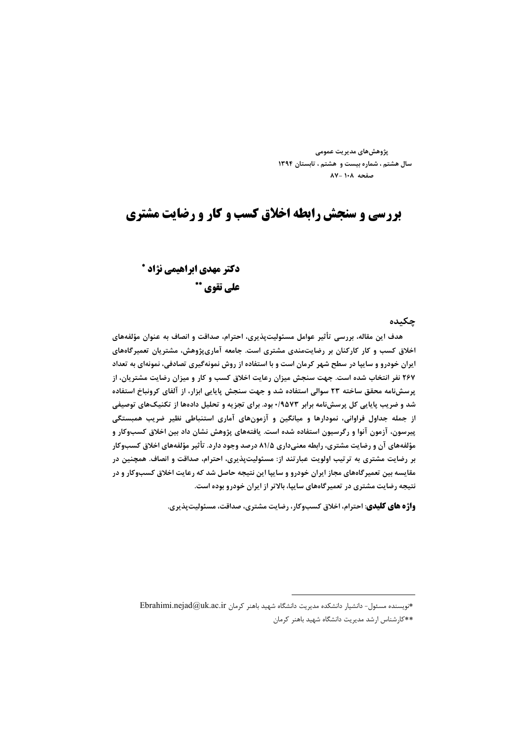پژوهش‌های مدیریت عمومی
سال هشتم ، شماره بیست و هشتم ، تابستان ۱۳۹۴
صفحه ۱۰۸-۸۷

# بررسی و سنجش رابطه اخلاق کسب و کار و رضایت مشتری

**دکتر مهدی ابراهیمی نژاد** *

**علی تقوی** **

## چکیده

هدف این مقاله، بررسی تأثیر عوامل مسئولیت‌پذیری، احترام، صداقت و انصاف به عنوان مؤلفه‌های اخلاق کسب و کار کارکنان بر رضایت‌مندی مشتری است. جامعه آماری‌پژوهش، مشتریان تعمیرگاه‌های ایران خودرو و سایپا در سطح شهر کرمان است و با استفاده از روش نمونه‌گیری تصادفی، نمونه‌ای به تعداد ۲۶۷ نفر انتخاب شده است. جهت سنجش میزان رعایت اخلاق کسب و کار و میزان رضایت مشتریان، از پرسش‌نامه محقق ساخته ۲۳ سوالی استفاده شد و جهت سنجش پایایی ابزار، از آلفای کرونباخ استفاده شد و ضریب پایایی کل پرسش‌نامه برابر ۰/۹۵۷۳ بود. برای تجزیه و تحلیل داده‌ها از تکنیک‌های توصیفی از جمله جداول فراوانی، نمودارها و میانگین و آزمون‌های آماری استنباطی نظیر ضریب همبستگی پیرسون، آزمون آنوا و رگرسیون استفاده شده است. یافته‌های پژوهش نشان داد بین اخلاق کسب‌وکار و مؤلفه‌های آن و رضایت مشتری، رابطه معنی‌داری ۸۱/۵ درصد وجود دارد. تأثیر مؤلفه‌های اخلاق کسب‌وکار بر رضایت مشتری به ترتیب اولویت عبارتند از: مسئولیت‌پذیری، احترام، صداقت و انصاف. همچنین در مقایسه بین تعمیرگاه‌های مجاز ایران خودرو و سایپا این نتیجه حاصل شد که رعایت اخلاق کسب‌وکار و در نتیجه رضایت مشتری در تعمیرگاه‌های سایپا، بالاتر از ایران خودرو بوده است.

**واژه های کلیدی**: احترام، اخلاق کسب‌وکار، رضایت مشتری، صداقت، مسئولیت‌پذیری.

---

*نویسنده مسئول- دانشیار دانشکده مدیریت دانشگاه شهید باهنر کرمان Ebrahimi.nejad@uk.ac.ir

**کارشناس ارشد مدیریت دانشگاه شهید باهنر کرمان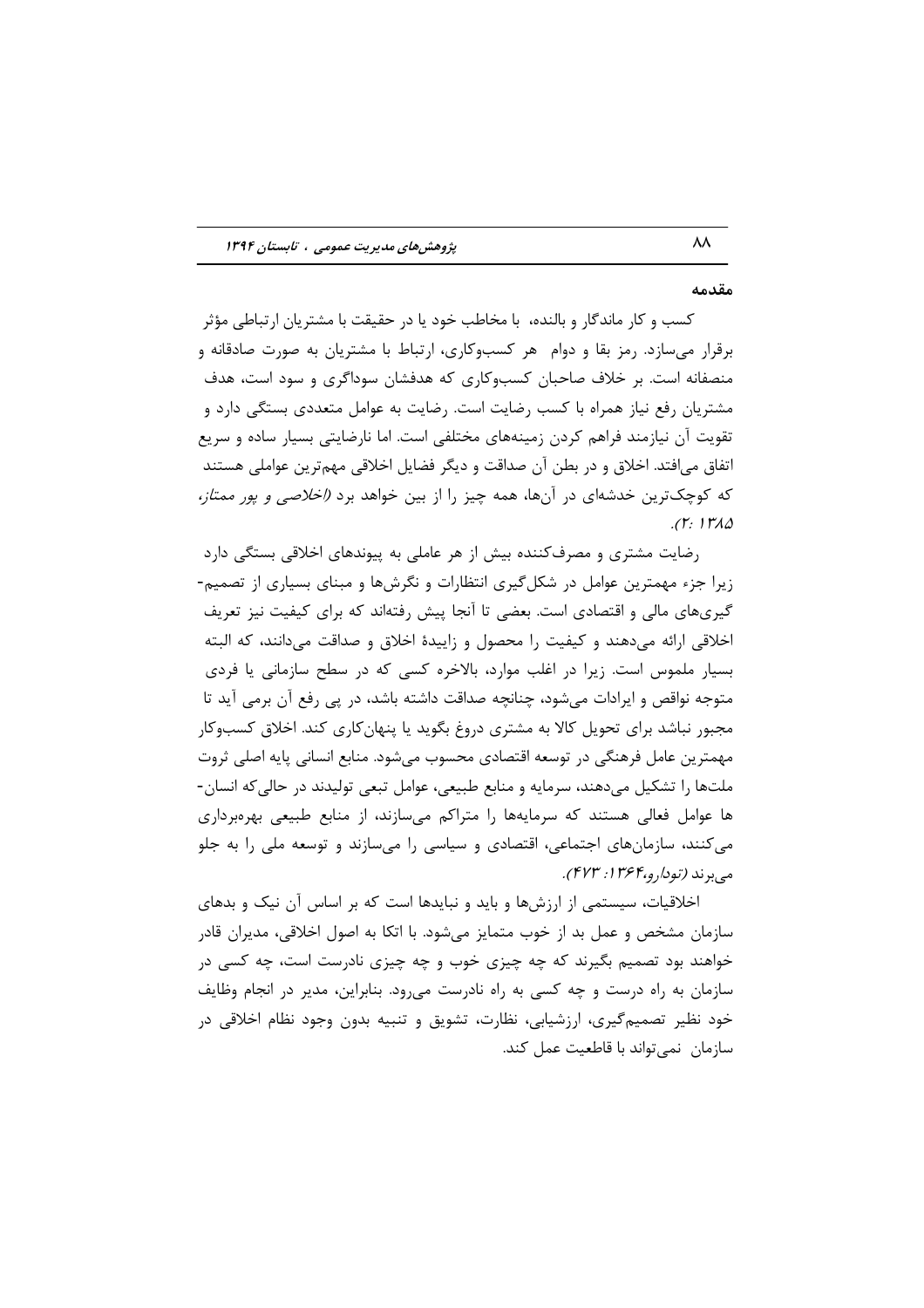## مقدمه

کسب و کار ماندگار و بالنده، با مخاطب خود یا در حقیقت با مشتریان ارتباطی مؤثر برقرار می‌سازد. رمز بقا و دوام هر کسب‌وکاری، ارتباط با مشتریان به صورت صادقانه و منصفانه است. بر خلاف صاحبان کسب‌وکاری که هدفشان سوداگری و سود است، هدف مشتریان رفع نیاز همراه با کسب رضایت است. رضایت به عوامل متعددی بستگی دارد و تقویت آن نیازمند فراهم کردن زمینه‌های مختلفی است. اما نارضایتی بسیار ساده و سریع اتفاق می‌افتد. اخلاق و در بطن آن صداقت و دیگر فضایل اخلاقی مهم‌ترین عواملی هستند که کوچک‌ترین خدشه‌ای در آن‌ها، همه چیز را از بین خواهد برد *(اخلاصی و پور ممتاز، ۱۳۸۵: ۲)*.

رضایت مشتری و مصرف‌کننده بیش از هر عاملی به پیوندهای اخلاقی بستگی دارد زیرا جزء مهمترین عوامل در شکل‌گیری انتظارات و نگرش‌ها و مبنای بسیاری از تصمیم-گیری‌های مالی و اقتصادی است. بعضی تا آنجا پیش رفته‌اند که برای کیفیت نیز تعریف اخلاقی ارائه می‌دهند و کیفیت را محصول و زاییدهٔ اخلاق و صداقت می‌دانند، که البته بسیار ملموس است. زیرا در اغلب موارد، بالاخره کسی که در سطح سازمانی یا فردی متوجه نواقص و ایرادات می‌شود، چنانچه صداقت داشته باشد، در پی رفع آن برمی آید تا مجبور نباشد برای تحویل کالا به مشتری دروغ بگوید یا پنهان‌کاری کند. اخلاق کسب‌وکار مهمترین عامل فرهنگی در توسعه اقتصادی محسوب می‌شود. منابع انسانی پایه اصلی ثروت ملت‌ها را تشکیل می‌دهند، سرمایه و منابع طبیعی، عوامل تبعی تولیدند در حالی‌که انسان-ها عوامل فعالی هستند که سرمایه‌ها را متراکم می‌سازند، از منابع طبیعی بهره‌برداری می‌کنند، سازمان‌های اجتماعی، اقتصادی و سیاسی را می‌سازند و توسعه ملی را به جلو می‌برند *(تودارو، ۱۳۶۴: ۴۷۳)*.

اخلاقیات، سیستمی از ارزش‌ها و باید و نبایدها است که بر اساس آن نیک و بدهای سازمان مشخص و عمل بد از خوب متمایز می‌شود. با اتکا به اصول اخلاقی، مدیران قادر خواهند بود تصمیم بگیرند که چه چیزی خوب و چه چیزی نادرست است، چه کسی در سازمان به راه درست و چه کسی به راه نادرست می‌رود. بنابراین، مدیر در انجام وظایف خود نظیر تصمیم‌گیری، ارزشیابی، نظارت، تشویق و تنبیه بدون وجود نظام اخلاقی در سازمان نمی‌تواند با قاطعیت عمل کند.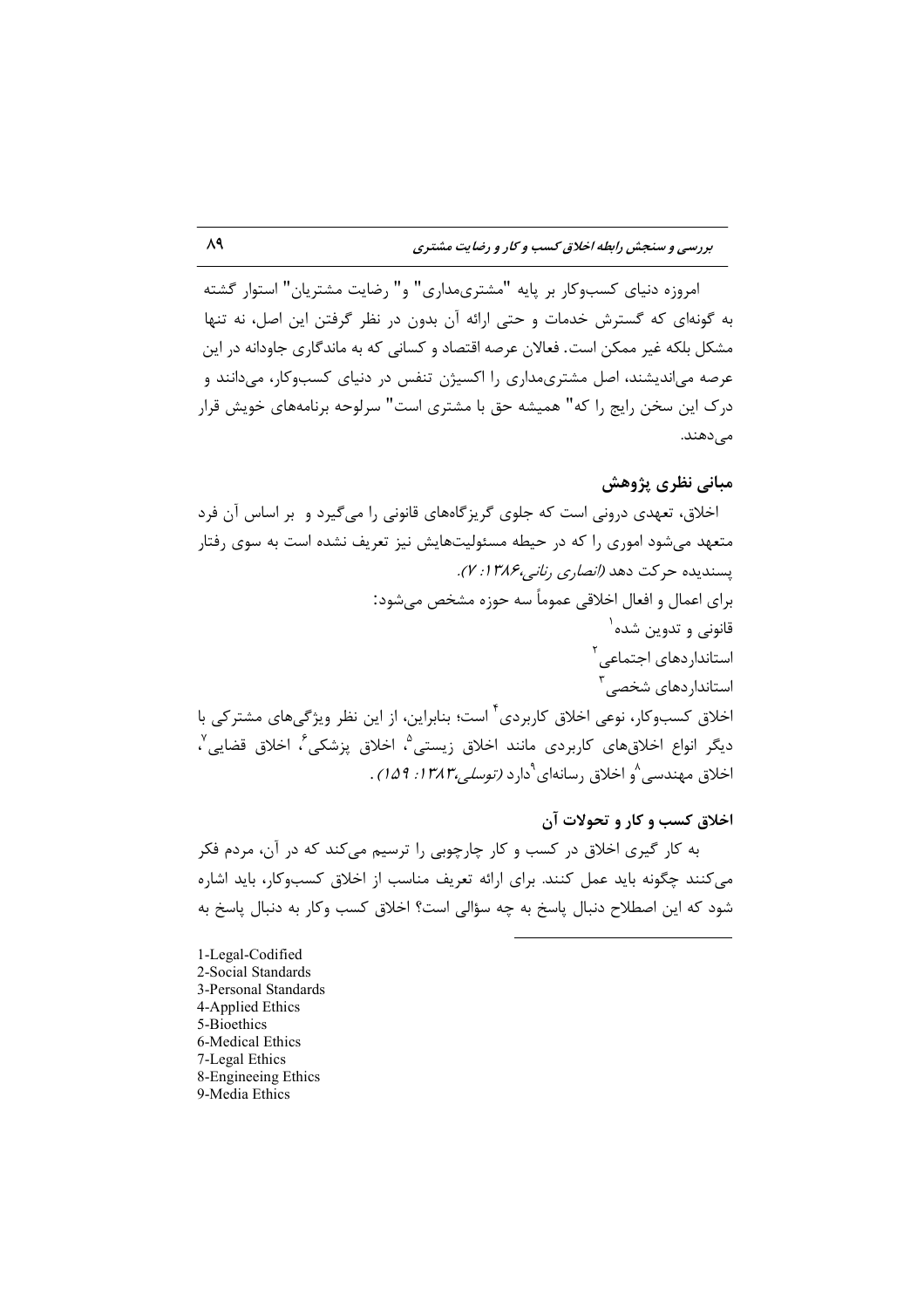امروزه دنیای کسب‌وکار بر پایه "مشتری‌مداری" و" رضایت مشتریان" استوار گشته به گونه‌ای که گسترش خدمات و حتی ارائه آن بدون در نظر گرفتن این اصل، نه تنها مشکل بلکه غیر ممکن است. فعالان عرصه اقتصاد و کسانی که به ماندگاری جاودانه در این عرصه می‌اندیشند، اصل مشتری‌مداری را اکسیژن تنفس در دنیای کسب‌وکار، می‌دانند و درک این سخن رایج را که" همیشه حق با مشتری است" سرلوحه برنامه‌های خویش قرار می‌دهند.

## مبانی نظری پژوهش

اخلاق، تعهدی درونی است که جلوی گریزگاه‌های قانونی را می‌گیرد و بر اساس آن فرد متعهد می‌شود اموری را که در حیطه مسئولیت‌هایش نیز تعریف نشده است به سوی رفتار پسندیده حرکت دهد *(انصاری رنانی،۱۳۸۶: ۷)*.

برای اعمال و افعال اخلاقی عموماً سه حوزه مشخص می‌شود:

قانونی و تدوین شده[1]

استانداردهای اجتماعی[2]

استانداردهای شخصی[3]

اخلاق کسب‌وکار، نوعی اخلاق کاربردی[4] است؛ بنابراین، از این نظر ویژگی‌های مشترکی با دیگر انواع اخلاق‌های کاربردی مانند اخلاق زیستی[5]، اخلاق پزشکی[6]، اخلاق قضایی[7]، اخلاق مهندسی[8] و اخلاق رسانه‌ای[9] دارد *(توسلی،۱۳۸۳: ۱۵۹)* .

## اخلاق کسب و کار و تحولات آن

به کار گیری اخلاق در کسب و کار چارچوبی را ترسیم می‌کند که در آن، مردم فکر می‌کنند چگونه باید عمل کنند. برای ارائه تعریف مناسب از اخلاق کسب‌وکار، باید اشاره شود که این اصطلاح دنبال پاسخ به چه سؤالی است؟ اخلاق کسب وکار به دنبال پاسخ به

---

1-Legal-Codified
2-Social Standards
3-Personal Standards
4-Applied Ethics
5-Bioethics
6-Medical Ethics
7-Legal Ethics
8-Engineeing Ethics
9-Media Ethics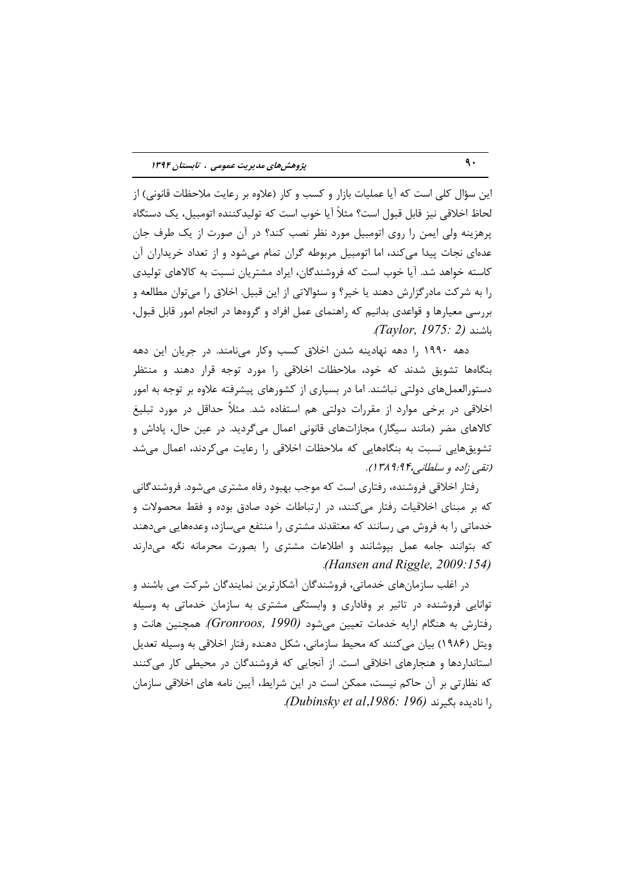این سؤال کلی است که آیا عملیات بازار و کسب و کار (علاوه بر رعایت ملاحظات قانونی) از لحاظ اخلاقی نیز قابل قبول است؟ مثلاً آیا خوب است که تولیدکننده اتومبیل، یک دستگاه پرهزینه ولی ایمن را روی اتومبیل مورد نظر نصب کند؟ در آن صورت از یک طرف جان عده‌ای نجات پیدا می‌کند، اما اتومبیل مربوطه گران تمام می‌شود و از تعداد خریداران آن کاسته خواهد شد. آیا خوب است که فروشندگان، ایراد مشتریان نسبت به کالاهای تولیدی را به شرکت مادرگزارش دهند یا خیر؟ و سئوالاتی از این قبیل. اخلاق را می‌توان مطالعه و بررسی معیارها و قواعدی بدانیم که راهنمای عمل افراد و گروه‌ها در انجام امور قابل قبول، باشند *(Taylor, 1975: 2)*.

دهه ۱۹۹۰ را دهه نهادینه شدن اخلاق کسب وکار می‌نامند. در جریان این دهه بنگاه‌ها تشویق شدند که خود، ملاحظات اخلاقی را مورد توجه قرار دهند و منتظر دستورالعمل‌های دولتی نباشند. اما در بسیاری از کشورهای پیشرفته علاوه بر توجه به امور اخلاقی در برخی موارد از مقررات دولتی هم استفاده شد. مثلاً حداقل در مورد تبلیغ کالاهای مضر (مانند سیگار) مجازات‌های قانونی اعمال می‌گردید. در عین حال، پاداش و تشویق‌هایی نسبت به بنگاه‌هایی که ملاحظات اخلاقی را رعایت می‌کردند، اعمال می‌شد *(تقی زاده و سلطانی،۱۳۸۹:۹۴)*.

رفتار اخلاقی فروشنده، رفتاری است که موجب بهبود رفاه مشتری می‌شود. فروشندگانی که بر مبنای اخلاقیات رفتار می‌کنند، در ارتباطات خود صادق بوده و فقط محصولات و خدماتی را به فروش می رسانند که معتقدند مشتری را منتفع می‌سازد، وعده‌هایی می‌دهند که بتوانند جامه عمل بپوشانند و اطلاعات مشتری را بصورت محرمانه نگه می‌دارند *(Hansen and Riggle, 2009:154)*.

در اغلب سازمان‌های خدماتی، فروشندگان آشکارترین نمایندگان شرکت می باشند و توانایی فروشنده در تاثیر بر وفاداری و وابستگی مشتری به سازمان خدماتی به وسیله رفتارش به هنگام ارایه خدمات تعیین می‌شود *(Gronroos, 1990)*. همچنین هانت و ویتل (۱۹۸۶) بیان می‌کنند که محیط سازمانی، شکل دهنده رفتار اخلاقی به وسیله تعدیل استانداردها و هنجارهای اخلاقی است. از آنجایی که فروشندگان در محیطی کار می‌کنند که نظارتی بر آن حاکم نیست، ممکن است در این شرایط، آیین نامه های اخلاقی سازمان را نادیده بگیرند *(Dubinsky et al,1986: 196)*.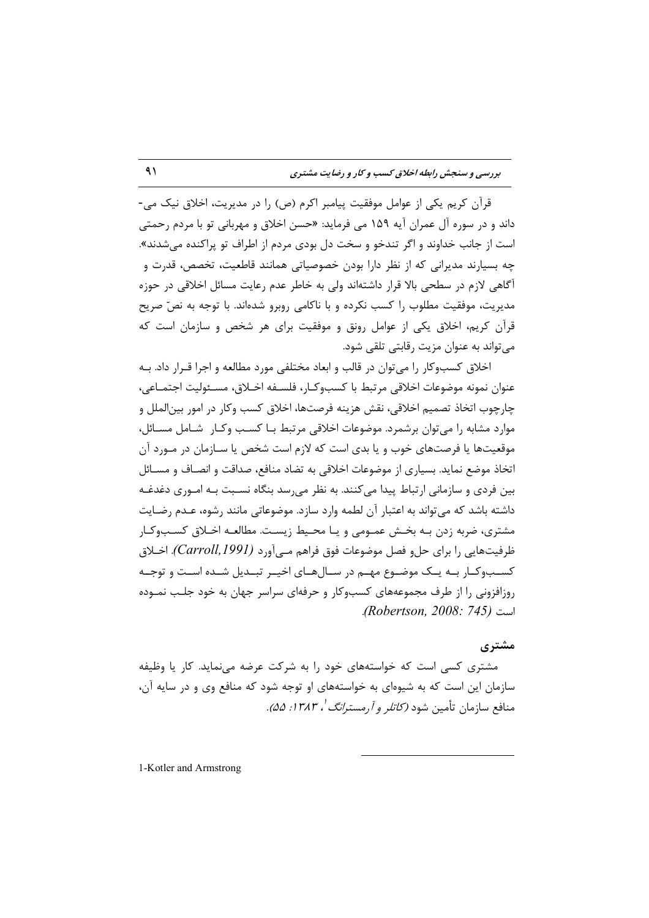قرآن کریم یکی از عوامل موفقیت پیامبر اکرم (ص) را در مدیریت، اخلاق نیک می‌داند و در سوره آل عمران آیه ۱۵۹ می فرماید: «حسن اخلاق و مهربانی تو با مردم رحمتی است از جانب خداوند و اگر تندخو و سخت دل بودی مردم از اطراف تو پراکنده می‌شدند». چه بسیارند مدیرانی که از نظر دارا بودن خصوصیاتی همانند قاطعیت، تخصص، قدرت و آگاهی لازم در سطحی بالا قرار داشته‌اند ولی به خاطر عدم رعایت مسائل اخلاقی در حوزه مدیریت، موفقیت مطلوب را کسب نکرده و با ناکامی روبرو شده‌اند. با توجه به نصّ صریح قرآن کریم، اخلاق یکی از عوامل رونق و موفقیت برای هر شخص و سازمان است که می‌تواند به عنوان مزیت رقابتی تلقی شود.

اخلاق کسب‌وکار را می‌توان در قالب و ابعاد مختلفی مورد مطالعه و اجرا قرار داد. به عنوان نمونه موضوعات اخلاقی مرتبط با کسب‌وکار، فلسفه اخلاق، مسئولیت اجتماعی، چارچوب اتخاذ تصمیم اخلاقی، نقش هزینه فرصت‌ها، اخلاق کسب وکار در امور بین‌الملل و موارد مشابه را می‌توان برشمرد. موضوعات اخلاقی مرتبط با کسب وکار شامل مسائل، موقعیت‌ها یا فرصت‌های خوب و یا بدی است که لازم است شخص یا سازمان در مورد آن اتخاذ موضع نماید. بسیاری از موضوعات اخلاقی به تضاد منافع، صداقت و انصاف و مسائل بین فردی و سازمانی ارتباط پیدا می‌کنند. به نظر می‌رسد بنگاه نسبت به اموری دغدغه داشته باشد که می‌تواند به اعتبار آن لطمه وارد سازد. موضوعاتی مانند رشوه، عدم رضایت مشتری، ضربه زدن به بخش عمومی و یا محیط زیست. مطالعه اخلاق کسب‌وکار ظرفیت‌هایی را برای حل‌و فصل موضوعات فوق فراهم می‌آورد *(Carroll,1991)*. اخلاق کسب‌وکار به یک موضوع مهم در سال‌های اخیر تبدیل شده است و توجه روزافزونی را از طرف مجموعه‌های کسب‌وکار و حرفه‌ای سراسر جهان به خود جلب نموده است *(Robertson, 2008: 745)*.

### مشتری

مشتری کسی است که خواسته‌های خود را به شرکت عرضه می‌نماید. کار یا وظیفه سازمان این است که به شیوه‌ای به خواسته‌های او توجه شود که منافع وی و در سایه آن، منافع سازمان تأمین شود *(کاتلر و آرمسترانگ[1]، ۱۳۸۳: ۵۵)*.

---

1-Kotler and Armstrong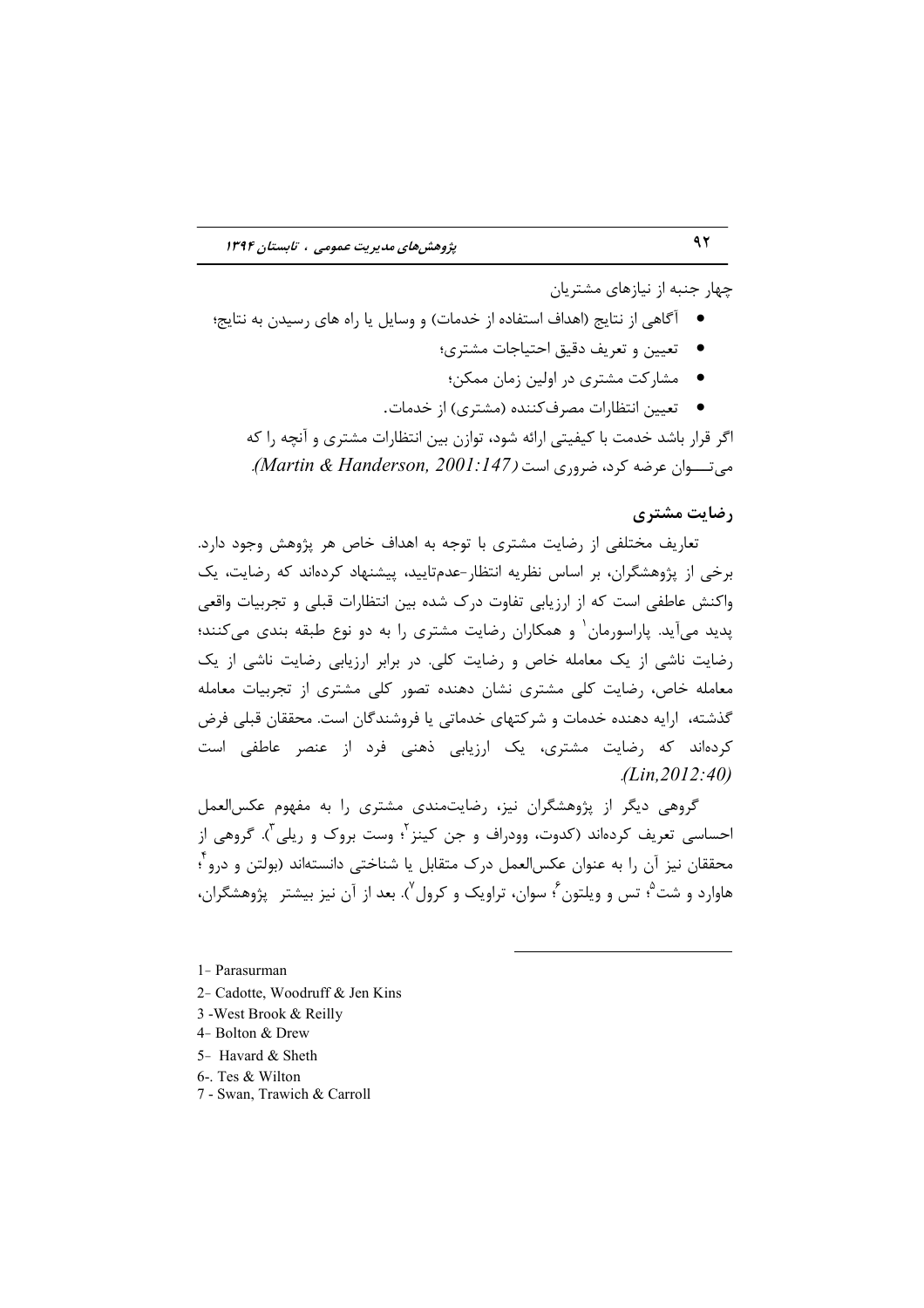چهار جنبه از نیازهای مشتریان

- آگاهی از نتایج (اهداف استفاده از خدمات) و وسایل یا راه های رسیدن به نتایج؛
- تعیین و تعریف دقیق احتیاجات مشتری؛
- مشارکت مشتری در اولین زمان ممکن؛
- تعیین انتظارات مصرف‌کننده (مشتری) از خدمات.

اگر قرار باشد خدمت با کیفیتی ارائه شود، توازن بین انتظارات مشتری و آنچه را که می‌تـــوان عرضه کرد، ضروری است *(Martin & Handerson, 2001:147)*.

## رضایت مشتری

تعاریف مختلفی از رضایت مشتری با توجه به اهداف خاص هر پژوهش وجود دارد. برخی از پژوهشگران، بر اساس نظریه انتظار-عدم‌تایید، پیشنهاد کرده‌اند که رضایت، یک واکنش عاطفی است که از ارزیابی تفاوت درک شده بین انتظارات قبلی و تجربیات واقعی پدید می‌آید. پاراسورمان[1] و همکاران رضایت مشتری را به دو نوع طبقه بندی می‌کنند؛ رضایت ناشی از یک معامله خاص و رضایت کلی. در برابر ارزیابی رضایت ناشی از یک معامله خاص، رضایت کلی مشتری نشان دهنده تصور کلی مشتری از تجربیات معامله گذشته، ارایه دهنده خدمات و شرکتهای خدماتی یا فروشندگان است. محققان قبلی فرض کرده‌اند که رضایت مشتری، یک ارزیابی ذهنی فرد از عنصر عاطفی است *(Lin,2012:40)*.

گروهی دیگر از پژوهشگران نیز، رضایت‌مندی مشتری را به مفهوم عکس‌العمل احساسی تعریف کرده‌اند (کدوت، وودراف و جن کینز[2]؛ وست بروک و ریلی[3]). گروهی از محققان نیز آن را به عنوان عکس‌العمل درک متقابل یا شناختی دانسته‌اند (بولتن و درو[4]؛ هاوارد و شت[5]؛ تس و ویلتون[6]؛ سوان، تراویک و کرول[7]). بعد از آن نیز بیشتر پژوهشگران،

---

1- Parasurman

2- Cadotte, Woodruff & Jen Kins

3 -West Brook & Reilly

4- Bolton & Drew

5- Havard & Sheth

6-. Tes & Wilton

7 - Swan, Trawich & Carroll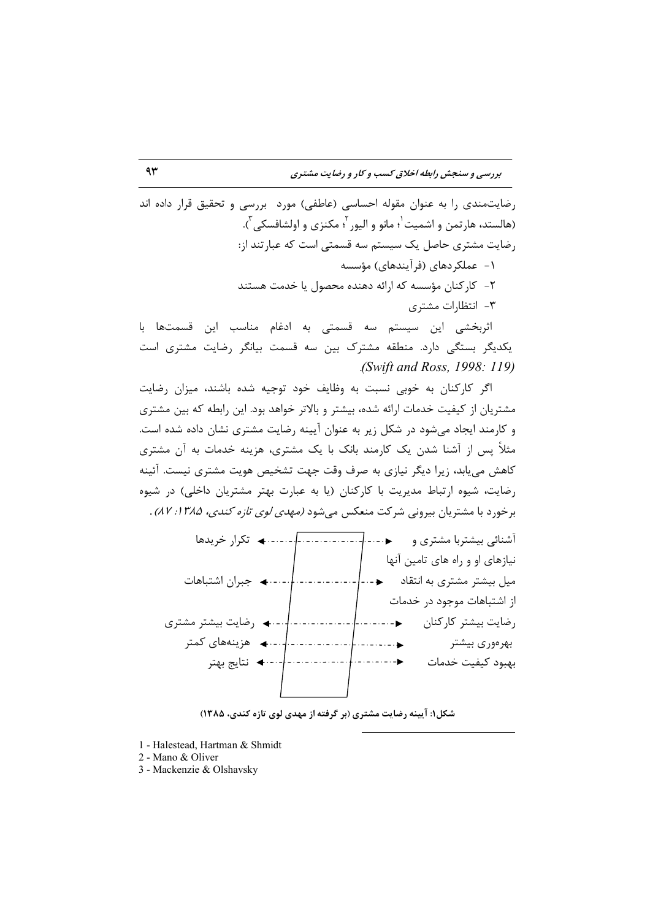رضایت‌مندی را به عنوان مقوله احساسی (عاطفی) مورد بررسی و تحقیق قرار داده اند (هالستد، هارتمن و اشمیت[1]؛ مانو و الیور[2]؛ مکنزی و اولشافسکی[3]).

رضایت مشتری حاصل یک سیستم سه قسمتی است که عبارتند از:

۱- عملکردهای (فرآیندهای) مؤسسه

۲- کارکنان مؤسسه که ارائه دهنده محصول یا خدمت هستند

۳- انتظارات مشتری

اثربخشی این سیستم سه قسمتی به ادغام مناسب این قسمت‌ها با یکدیگر بستگی دارد. منطقه مشترک بین سه قسمت بیانگر رضایت مشتری است *(Swift and Ross, 1998: 119)*.

اگر کارکنان به خوبی نسبت به وظایف خود توجیه شده باشند، میزان رضایت مشتریان از کیفیت خدمات ارائه شده، بیشتر و بالاتر خواهد بود. این رابطه که بین مشتری و کارمند ایجاد می‌شود در شکل زیر به عنوان آیینه رضایت مشتری نشان داده شده است. مثلاً پس از آشنا شدن یک کارمند بانک با یک مشتری، هزینه خدمات به آن مشتری کاهش می‌یابد، زیرا دیگر نیازی به صرف وقت جهت تشخیص هویت مشتری نیست. آئینه رضایت، شیوه ارتباط مدیریت با کارکنان (یا به عبارت بهتر مشتریان داخلی) در شیوه برخورد با مشتریان بیرونی شرکت منعکس می‌شود *(مهدی لوی تازه کندی، ۱۳۸۵: ۸۷)*.

آشنائی بیشتربا مشتری و نیازهای او و راه های تامین آنها ← تکرار خریدها

میل بیشتر مشتری به انتقاد از اشتباهات موجود در خدمات ← جبران اشتباهات

رضایت بیشتر کارکنان ← رضایت بیشتر مشتری

بهره‌وری بیشتر ← هزینه‌های کمتر

بهبود کیفیت خدمات ← نتایج بهتر

**شکل۱: آیینه رضایت مشتری (بر گرفته از مهدی لوی تازه کندی، ۱۳۸۵)**

---

1 - Halestead, Hartman & Shmidt

2 - Mano & Oliver

3 - Mackenzie & Olshavsky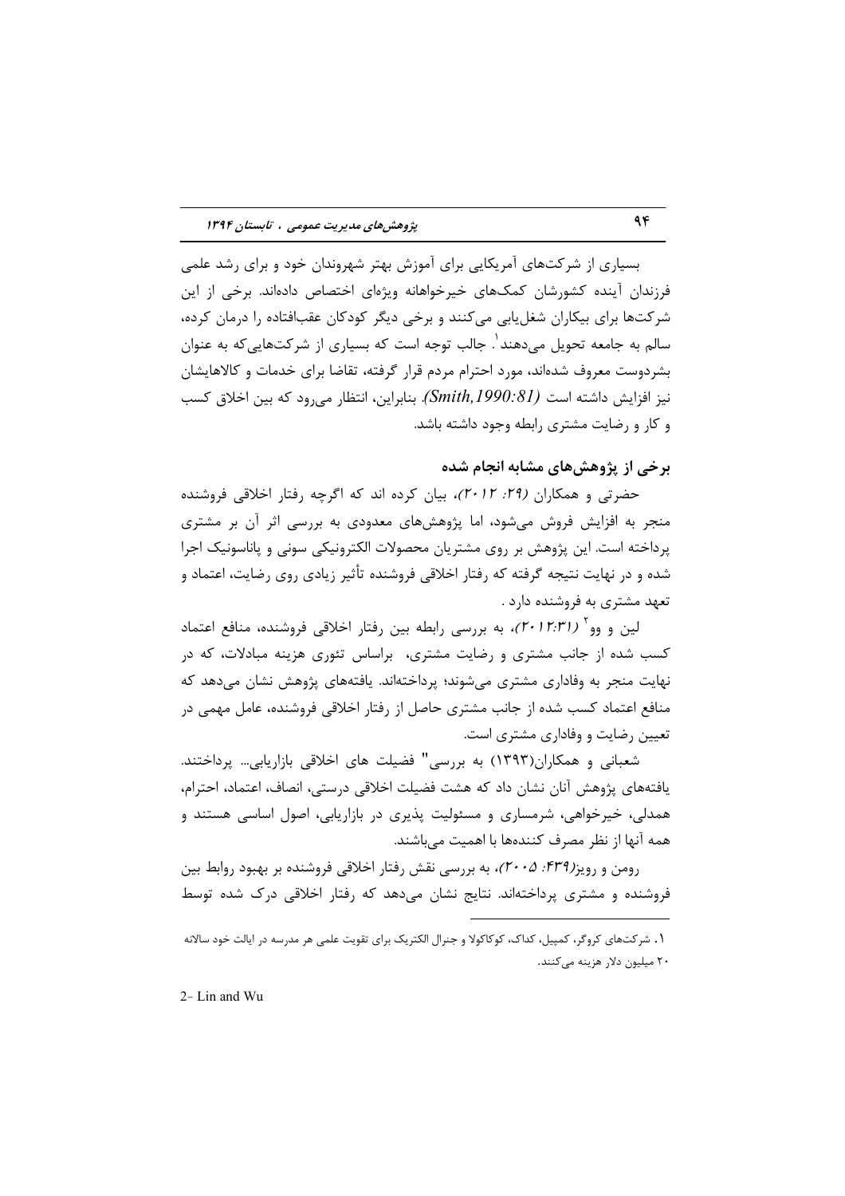بسیاری از شرکت‌های آمریکایی برای آموزش بهتر شهروندان خود و برای رشد علمی فرزندان آینده کشورشان کمک‌های خیرخواهانه ویژه‌ای اختصاص داده‌اند. برخی از این شرکت‌ها برای بیکاران شغل‌یابی می‌کنند و برخی دیگر کودکان عقب‌افتاده را درمان کرده، سالم به جامعه تحویل می‌دهند[1]. جالب توجه است که بسیاری از شرکت‌هایی‌که به عنوان بشردوست معروف شده‌اند، مورد احترام مردم قرار گرفته، تقاضا برای خدمات و کالاهایشان نیز افزایش داشته است *(Smith,1990:81)*. بنابراین، انتظار می‌رود که بین اخلاق کسب و کار و رضایت مشتری رابطه وجود داشته باشد.

## برخی از پژوهش‌های مشابه انجام شده

حضرتی و همکاران *(۲۹: ۲۰۱۲)*، بیان کرده اند که اگرچه رفتار اخلاقی فروشنده منجر به افزایش فروش می‌شود، اما پژوهش‌های معدودی به بررسی اثر آن بر مشتری پرداخته است. این پژوهش بر روی مشتریان محصولات الکترونیکی سونی و پاناسونیک اجرا شده و در نهایت نتیجه گرفته که رفتار اخلاقی فروشنده تأثیر زیادی روی رضایت، اعتماد و تعهد مشتری به فروشنده دارد .

لین و وو[2] *(۲۰۱۲:۳۱)*، به بررسی رابطه بین رفتار اخلاقی فروشنده، منافع اعتماد کسب شده از جانب مشتری و رضایت مشتری، براساس تئوری هزینه مبادلات، که در نهایت منجر به وفاداری مشتری می‌شوند؛ پرداخته‌اند. یافته‌های پژوهش نشان می‌دهد که منافع اعتماد کسب شده از جانب مشتری حاصل از رفتار اخلاقی فروشنده، عامل مهمی در تعیین رضایت و وفاداری مشتری است.

شعبانی و همکاران(۱۳۹۳) به بررسی" فضیلت های اخلاقی بازاریابی... پرداختند. یافته‌های پژوهش آنان نشان داد که هشت فضیلت اخلاقی درستی، انصاف، اعتماد، احترام، همدلی، خیرخواهی، شرمساری و مسئولیت پذیری در بازاریابی، اصول اساسی هستند و همه آنها از نظر مصرف کننده‌ها با اهمیت می‌باشند.

رومن و رویز*(۴۳۹: ۲۰۰۵)*، به بررسی نقش رفتار اخلاقی فروشنده بر بهبود روابط بین فروشنده و مشتری پرداخته‌اند. نتایج نشان می‌دهد که رفتار اخلاقی درک شده توسط

---

۱. شرکت‌های کروگر، کمپیل، کداک، کوکاکولا و جنرال الکتریک برای تقویت علمی هر مدرسه در ایالت خود سالانه ۲۰ میلیون دلار هزینه می‌کنند.

2- Lin and Wu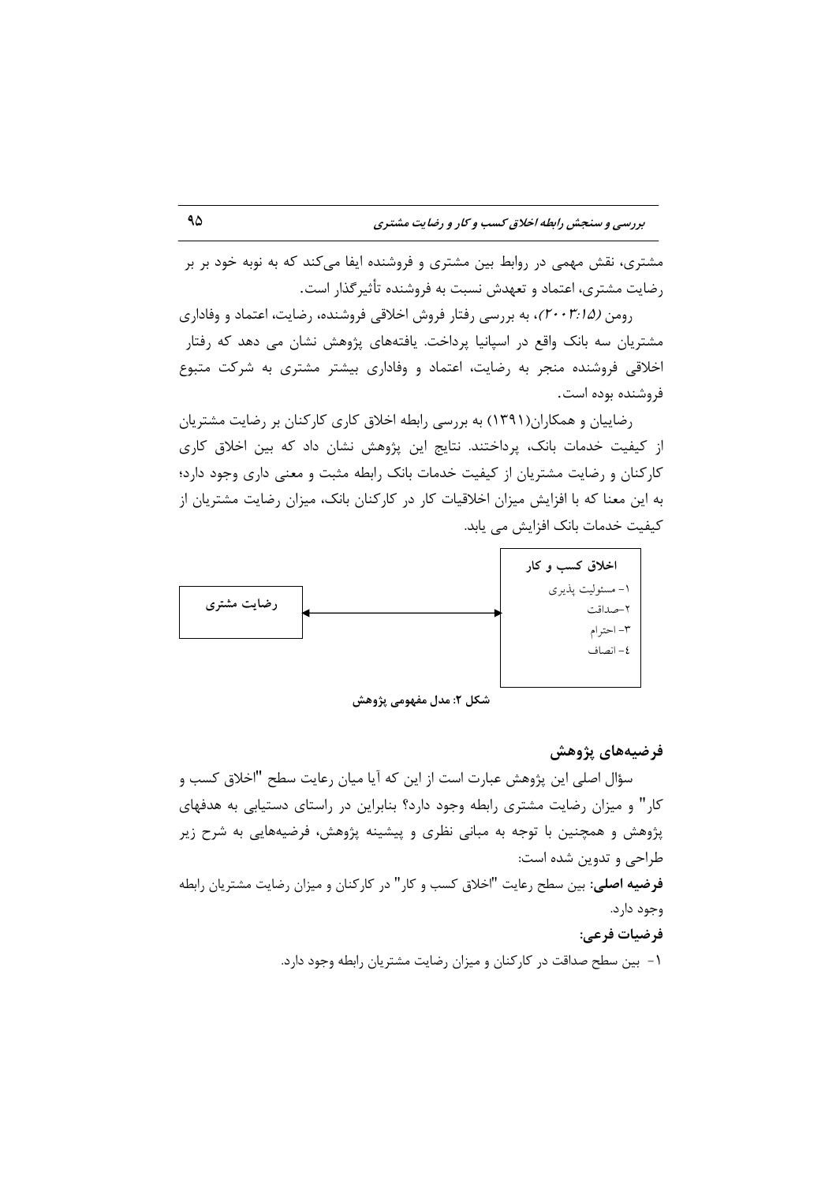مشتری، نقش مهمی در روابط بین مشتری و فروشنده ایفا می‌کند که به نوبه خود بر بر رضایت مشتری، اعتماد و تعهدش نسبت به فروشنده تأثیرگذار است.

رومن *(۲۰۰۳:۱۵)*، به بررسی رفتار فروش اخلاقی فروشنده، رضایت، اعتماد و وفاداری مشتریان سه بانک واقع در اسپانیا پرداخت. یافته‌های پژوهش نشان می دهد که رفتار اخلاقی فروشنده منجر به رضایت، اعتماد و وفاداری بیشتر مشتری به شرکت متبوع فروشنده بوده است.

رضاییان و همکاران(۱۳۹۱) به بررسی رابطه اخلاق کاری کارکنان بر رضایت مشتریان از کیفیت خدمات بانک، پرداختند. نتایج این پژوهش نشان داد که بین اخلاق کاری کارکنان و رضایت مشتریان از کیفیت خدمات بانک رابطه مثبت و معنی داری وجود دارد؛ به این معنا که با افزایش میزان اخلاقیات کار در کارکنان بانک، میزان رضایت مشتریان از کیفیت خدمات بانک افزایش می یابد.

رضایت مشتری

اخلاق کسب و کار

۱- مسئولیت پذیری

۲-صداقت

۳- احترام

٤- انصاف

**شکل ۲: مدل مفهومی پژوهش**

## فرضیه‌های پژوهش

سؤال اصلی این پژوهش عبارت است از این که آیا میان رعایت سطح "اخلاق کسب و کار" و میزان رضایت مشتری رابطه وجود دارد؟ بنابراین در راستای دستیابی به هدفهای پژوهش و همچنین با توجه به مبانی نظری و پیشینه پژوهش، فرضیه‌هایی به شرح زیر طراحی و تدوین شده است:

**فرضیه اصلی:** بین سطح رعایت "اخلاق کسب و کار" در کارکنان و میزان رضایت مشتریان رابطه وجود دارد.

**فرضیات فرعی:**

۱- بین سطح صداقت در کارکنان و میزان رضایت مشتریان رابطه وجود دارد.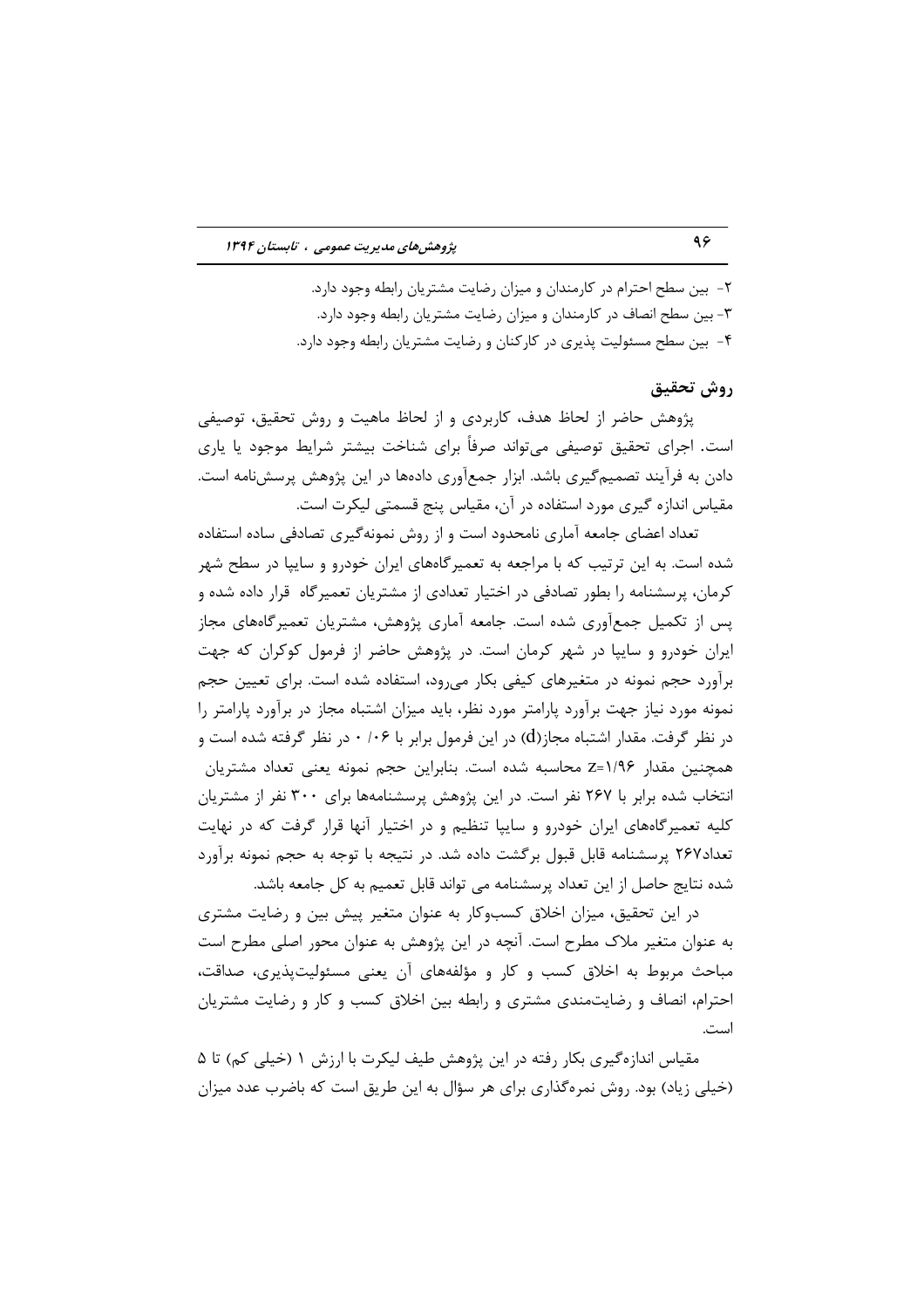۲- بین سطح احترام در کارمندان و میزان رضایت مشتریان رابطه وجود دارد.

۳- بین سطح انصاف در کارمندان و میزان رضایت مشتریان رابطه وجود دارد.

۴- بین سطح مسئولیت پذیری در کارکنان و رضایت مشتریان رابطه وجود دارد.

## روش تحقیق

پژوهش حاضر از لحاظ هدف، کاربردی و از لحاظ ماهیت و روش تحقیق، توصیفی است. اجرای تحقیق توصیفی می‌تواند صرفاً برای شناخت بیشتر شرایط موجود یا یاری دادن به فرآیند تصمیم‌گیری باشد. ابزار جمع‌آوری داده‌ها در این پژوهش پرسش‌نامه است. مقیاس اندازه گیری مورد استفاده در آن، مقیاس پنج قسمتی لیکرت است.

تعداد اعضای جامعه آماری نامحدود است و از روش نمونه‌گیری تصادفی ساده استفاده شده است. به این ترتیب که با مراجعه به تعمیرگاه‌های ایران خودرو و سایپا در سطح شهر کرمان، پرسشنامه را بطور تصادفی در اختیار تعدادی از مشتریان تعمیرگاه قرار داده شده و پس از تکمیل جمع‌آوری شده است. جامعه آماری پژوهش، مشتریان تعمیرگاه‌های مجاز ایران خودرو و سایپا در شهر کرمان است. در پژوهش حاضر از فرمول کوکران که جهت برآورد حجم نمونه در متغیرهای کیفی بکار می‌رود، استفاده شده است. برای تعیین حجم نمونه مورد نیاز جهت برآورد پارامتر مورد نظر، باید میزان اشتباه مجاز در برآورد پارامتر را در نظر گرفت. مقدار اشتباه مجاز(d) در این فرمول برابر با ۰/۰۶ در نظر گرفته شده است و همچنین مقدار z=۱/۹۶ محاسبه شده است. بنابراین حجم نمونه یعنی تعداد مشتریان انتخاب شده برابر با ۲۶۷ نفر است. در این پژوهش پرسشنامه‌ها برای ۳۰۰ نفر از مشتریان کلیه تعمیرگاه‌های ایران خودرو و سایپا تنظیم و در اختیار آنها قرار گرفت که در نهایت تعداد۲۶۷ پرسشنامه قابل قبول برگشت داده شد. در نتیجه با توجه به حجم نمونه برآورد شده نتایج حاصل از این تعداد پرسشنامه می تواند قابل تعمیم به کل جامعه باشد.

در این تحقیق، میزان اخلاق کسب‌وکار به عنوان متغیر پیش بین و رضایت مشتری به عنوان متغیر ملاک مطرح است. آنچه در این پژوهش به عنوان محور اصلی مطرح است مباحث مربوط به اخلاق کسب و کار و مؤلفه‌های آن یعنی مسئولیت‌پذیری، صداقت، احترام، انصاف و رضایت‌مندی مشتری و رابطه بین اخلاق کسب و کار و رضایت مشتریان است.

مقیاس اندازه‌گیری بکار رفته در این پژوهش طیف لیکرت با ارزش ۱ (خیلی کم) تا ۵ (خیلی زیاد) بود. روش نمره‌گذاری برای هر سؤال به این طریق است که باضرب عدد میزان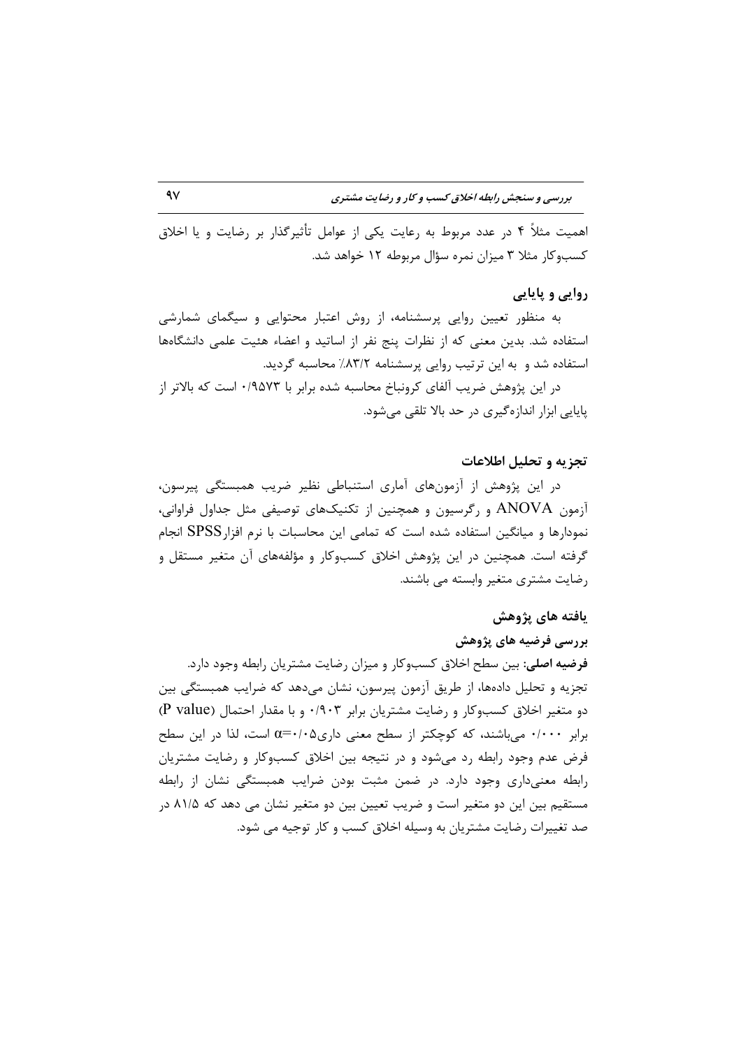اهمیت مثلاً ۴ در عدد مربوط به رعایت یکی از عوامل تأثیرگذار بر رضایت و یا اخلاق کسب‌وکار مثلا ۳ میزان نمره سؤال مربوطه ۱۲ خواهد شد.

### روایی و پایایی

به منظور تعیین روایی پرسشنامه، از روش اعتبار محتوایی و سیگمای شمارشی استفاده شد. بدین معنی که از نظرات پنج نفر از اساتید و اعضاء هیئت علمی دانشگاه‌ها استفاده شد و به این ترتیب روایی پرسشنامه ۸۳/۲٪ محاسبه گردید.

در این پژوهش ضریب آلفای کرونباخ محاسبه شده برابر با ۰/۹۵۷۳ است که بالاتر از پایایی ابزار اندازه‌گیری در حد بالا تلقی می‌شود.

### تجزیه و تحلیل اطلاعات

در این پژوهش از آزمون‌های آماری استنباطی نظیر ضریب همبستگی پیرسون، آزمون ANOVA و رگرسیون و همچنین از تکنیک‌های توصیفی مثل جداول فراوانی، نمودارها و میانگین استفاده شده است که تمامی این محاسبات با نرم افزارSPSS انجام گرفته است. همچنین در این پژوهش اخلاق کسب‌وکار و مؤلفه‌های آن متغیر مستقل و رضایت مشتری متغیر وابسته می باشند.

### یافته های پژوهش

#### بررسی فرضیه های پژوهش

**فرضیه اصلی**: بین سطح اخلاق کسب‌وکار و میزان رضایت مشتریان رابطه وجود دارد.

تجزیه و تحلیل داده‌ها، از طریق آزمون پیرسون، نشان می‌دهد که ضرایب همبستگی بین دو متغیر اخلاق کسب‌وکار و رضایت مشتریان برابر ۰/۹۰۳ و با مقدار احتمال (P value) برابر ۰/۰۰۰ می‌باشند، که کوچکتر از سطح معنی داری$\alpha$=۰/۰۵ است، لذا در این سطح فرض عدم وجود رابطه رد می‌شود و در نتیجه بین اخلاق کسب‌وکار و رضایت مشتریان رابطه معنی‌داری وجود دارد. در ضمن مثبت بودن ضرایب همبستگی نشان از رابطه مستقیم بین این دو متغیر است و ضریب تعیین بین دو متغیر نشان می دهد که ۸۱/۵ در صد تغییرات رضایت مشتریان به وسیله اخلاق کسب و کار توجیه می شود.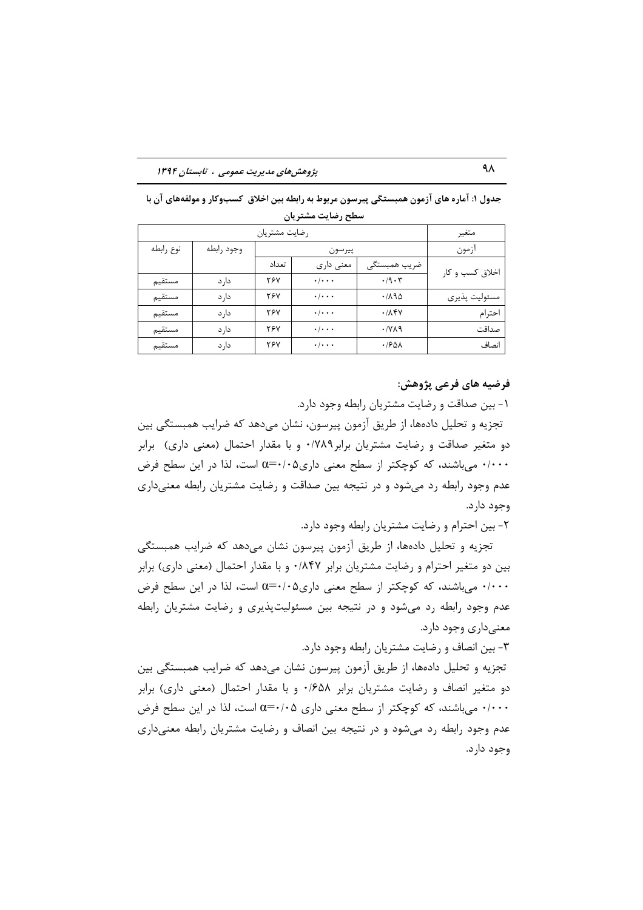**جدول ۱: آماره های آزمون همبستگی پیرسون مربوط به رابطه بین اخلاق کسب‌وکار و مولفه‌های آن با سطح رضایت مشتریان**

| متغیر | رضایت مشتریان | | | | |
|---|---|---|---|---|---|
| آزمون | پیرسون | | | وجود رابطه | نوع رابطه |
| اخلاق کسب و کار | ضریب همبستگی | معنی داری | تعداد | | |
| | ۰/۹۰۳ | ۰/۰۰۰ | ۲۶۷ | دارد | مستقیم |
| مسئولیت پذیری | ۰/۸۹۵ | ۰/۰۰۰ | ۲۶۷ | دارد | مستقیم |
| احترام | ۰/۸۴۷ | ۰/۰۰۰ | ۲۶۷ | دارد | مستقیم |
| صداقت | ۰/۷۸۹ | ۰/۰۰۰ | ۲۶۷ | دارد | مستقیم |
| انصاف | ۰/۶۵۸ | ۰/۰۰۰ | ۲۶۷ | دارد | مستقیم |

**فرضیه های فرعی پژوهش:**

۱- بین صداقت و رضایت مشتریان رابطه وجود دارد.

تجزیه و تحلیل داده‌ها، از طریق آزمون پیرسون، نشان می‌دهد که ضرایب همبستگی بین دو متغیر صداقت و رضایت مشتریان برابر۰/۷۸۹ و با مقدار احتمال (معنی داری) برابر ۰/۰۰۰ می‌باشند، که کوچکتر از سطح معنی داری$\alpha$=۰/۰۵ است، لذا در این سطح فرض عدم وجود رابطه رد می‌شود و در نتیجه بین صداقت و رضایت مشتریان رابطه معنی‌داری وجود دارد.

۲- بین احترام و رضایت مشتریان رابطه وجود دارد.

تجزیه و تحلیل داده‌ها، از طریق آزمون پیرسون نشان می‌دهد که ضرایب همبستگی بین دو متغیر احترام و رضایت مشتریان برابر ۰/۸۴۷ و با مقدار احتمال (معنی داری) برابر ۰/۰۰۰ می‌باشند، که کوچکتر از سطح معنی داری$\alpha$=۰/۰۵ است، لذا در این سطح فرض عدم وجود رابطه رد می‌شود و در نتیجه بین مسئولیت‌پذیری و رضایت مشتریان رابطه معنی‌داری وجود دارد.

۳- بین انصاف و رضایت مشتریان رابطه وجود دارد.

تجزیه و تحلیل داده‌ها، از طریق آزمون پیرسون نشان می‌دهد که ضرایب همبستگی بین دو متغیر انصاف و رضایت مشتریان برابر ۰/۶۵۸ و با مقدار احتمال (معنی داری) برابر ۰/۰۰۰ می‌باشند، که کوچکتر از سطح معنی داری $\alpha$=۰/۰۵ است، لذا در این سطح فرض عدم وجود رابطه رد می‌شود و در نتیجه بین انصاف و رضایت مشتریان رابطه معنی‌داری وجود دارد.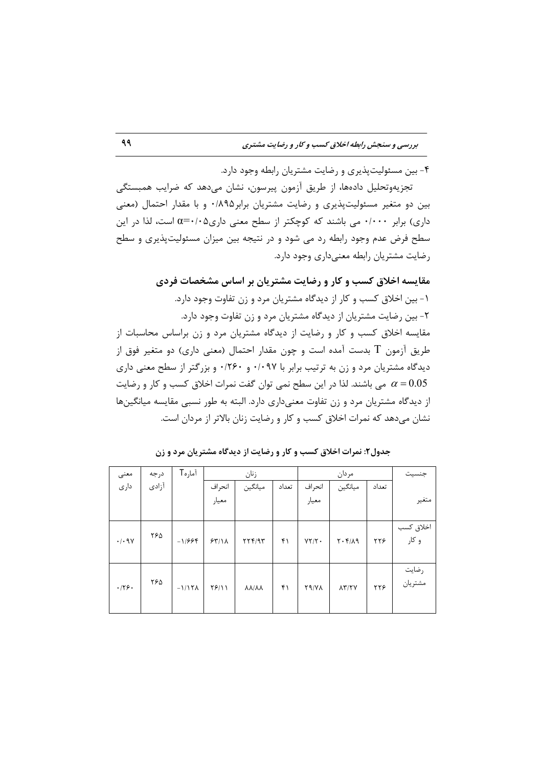۴- بین مسئولیت‌پذیری و رضایت مشتریان رابطه وجود دارد.

تجزیه‌وتحلیل داده‌ها، از طریق آزمون پیرسون، نشان می‌دهد که ضرایب همبستگی بین دو متغیر مسئولیت‌پذیری و رضایت مشتریان برابر۰/۸۹۵ و با مقدار احتمال (معنی داری) برابر ۰/۰۰۰ می باشند که کوچکتر از سطح معنی داری۰/۰۵=α است، لذا در این سطح فرض عدم وجود رابطه رد می شود و در نتیجه بین میزان مسئولیت‌پذیری و سطح رضایت مشتریان رابطه معنی‌داری وجود دارد.

## مقایسه اخلاق کسب و کار و رضایت مشتریان بر اساس مشخصات فردی

۱- بین اخلاق کسب و کار از دیدگاه مشتریان مرد و زن تفاوت وجود دارد.

۲- بین رضایت مشتریان از دیدگاه مشتریان مرد و زن تفاوت وجود دارد.

مقایسه اخلاق کسب و کار و رضایت از دیدگاه مشتریان مرد و زن براساس محاسبات از طریق آزمون T بدست آمده است و چون مقدار احتمال (معنی داری) دو متغیر فوق از دیدگاه مشتریان مرد و زن به ترتیب برابر با ۰/۰۹۷ و ۰/۲۶۰ و بزرگتر از سطح معنی داری $\alpha = 0.05$ می باشند. لذا در این سطح نمی توان گفت نمرات اخلاق کسب و کار و رضایت از دیدگاه مشتریان مرد و زن تفاوت معنی‌داری دارد. البته به طور نسبی مقایسه میانگین‌ها نشان می‌دهد که نمرات اخلاق کسب و کار و رضایت زنان بالاتر از مردان است.

**جدول۲: نمرات اخلاق کسب و کار و رضایت از دیدگاه مشتریان مرد و زن**

| جنسیت | مردان | | | زنان | | | آماره T | درجه آزادی | معنی داری |
|---|---|---|---|---|---|---|---|---|---|
| متغیر | تعداد | میانگین | انحراف معیار | تعداد | میانگین | انحراف معیار | | | |
| اخلاق کسب و کار | ۲۲۶ | ۲۰۴/۸۹ | ۷۲/۲۰ | ۴۱ | ۲۲۴/۹۳ | ۶۳/۱۸ | ۱/۶۶۴- | ۲۶۵ | ۰/۰۹۷ |
| رضایت مشتریان | ۲۲۶ | ۸۳/۲۷ | ۲۹/۷۸ | ۴۱ | ۸۸/۸۸ | ۲۶/۱۱ | ۱/۱۲۸- | ۲۶۵ | ۰/۲۶۰ |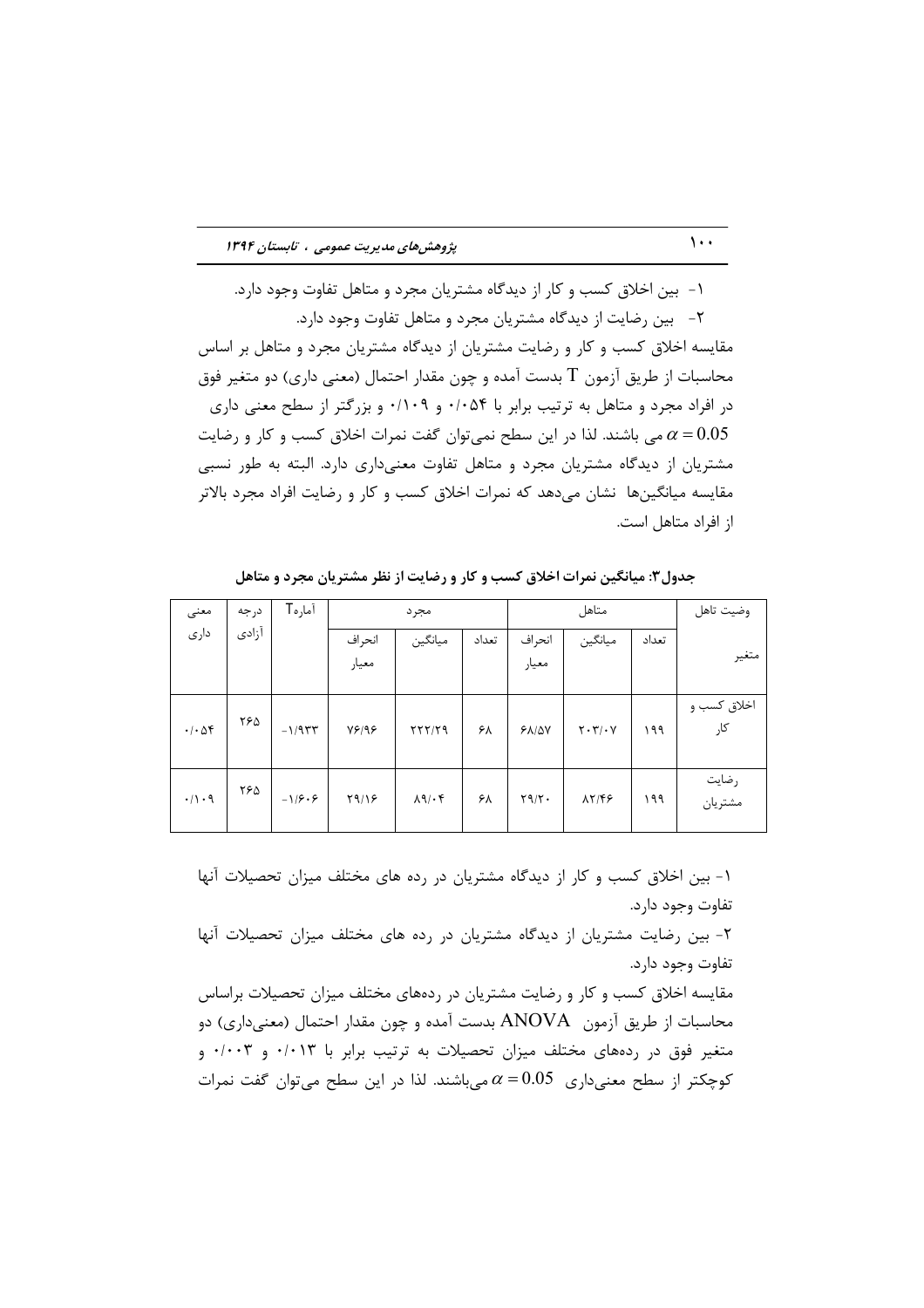۱- بین اخلاق کسب و کار از دیدگاه مشتریان مجرد و متاهل تفاوت وجود دارد.

۲- بین رضایت از دیدگاه مشتریان مجرد و متاهل تفاوت وجود دارد.

مقایسه اخلاق کسب و کار و رضایت مشتریان از دیدگاه مشتریان مجرد و متاهل بر اساس محاسبات از طریق آزمون T بدست آمده و چون مقدار احتمال (معنی داری) دو متغیر فوق در افراد مجرد و متاهل به ترتیب برابر با ۰/۰۵۴ و ۰/۱۰۹ و بزرگتر از سطح معنی داری $\alpha = 0.05$ می باشند. لذا در این سطح نمی‌توان گفت نمرات اخلاق کسب و کار و رضایت مشتریان از دیدگاه مشتریان مجرد و متاهل تفاوت معنی‌داری دارد. البته به طور نسبی مقایسه میانگین‌ها نشان می‌دهد که نمرات اخلاق کسب و کار و رضایت افراد مجرد بالاتر از افراد متاهل است.

**جدول۳: میانگین نمرات اخلاق کسب و کار و رضایت از نظر مشتریان مجرد و متاهل**

| وضیت تاهل | متاهل | | | مجرد | | | آماره T | درجه آزادی | معنی داری |
|---|---|---|---|---|---|---|---|---|---|
| متغیر | تعداد | میانگین | انحراف معیار | تعداد | میانگین | انحراف معیار | | | |
| اخلاق کسب و کار | ۱۹۹ | ۲۰۳/۰۷ | ۶۸/۵۷ | ۶۸ | ۲۲۲/۲۹ | ۷۶/۹۶ | -۱/۹۳۳ | ۲۶۵ | ۰/۰۵۴ |
| رضایت مشتریان | ۱۹۹ | ۸۲/۴۶ | ۲۹/۲۰ | ۶۸ | ۸۹/۰۴ | ۲۹/۱۶ | -۱/۶۰۶ | ۲۶۵ | ۰/۱۰۹ |

۱- بین اخلاق کسب و کار از دیدگاه مشتریان در رده های مختلف میزان تحصیلات آنها تفاوت وجود دارد.

۲- بین رضایت مشتریان از دیدگاه مشتریان در رده های مختلف میزان تحصیلات آنها تفاوت وجود دارد.

مقایسه اخلاق کسب و کار و رضایت مشتریان در رده‌های مختلف میزان تحصیلات براساس محاسبات از طریق آزمون ANOVA بدست آمده و چون مقدار احتمال (معنی‌داری) دو متغیر فوق در رده‌های مختلف میزان تحصیلات به ترتیب برابر با ۰/۰۱۳ و ۰/۰۰۳ و کوچکتر از سطح معنی‌داری $\alpha = 0.05$ می‌باشند. لذا در این سطح می‌توان گفت نمرات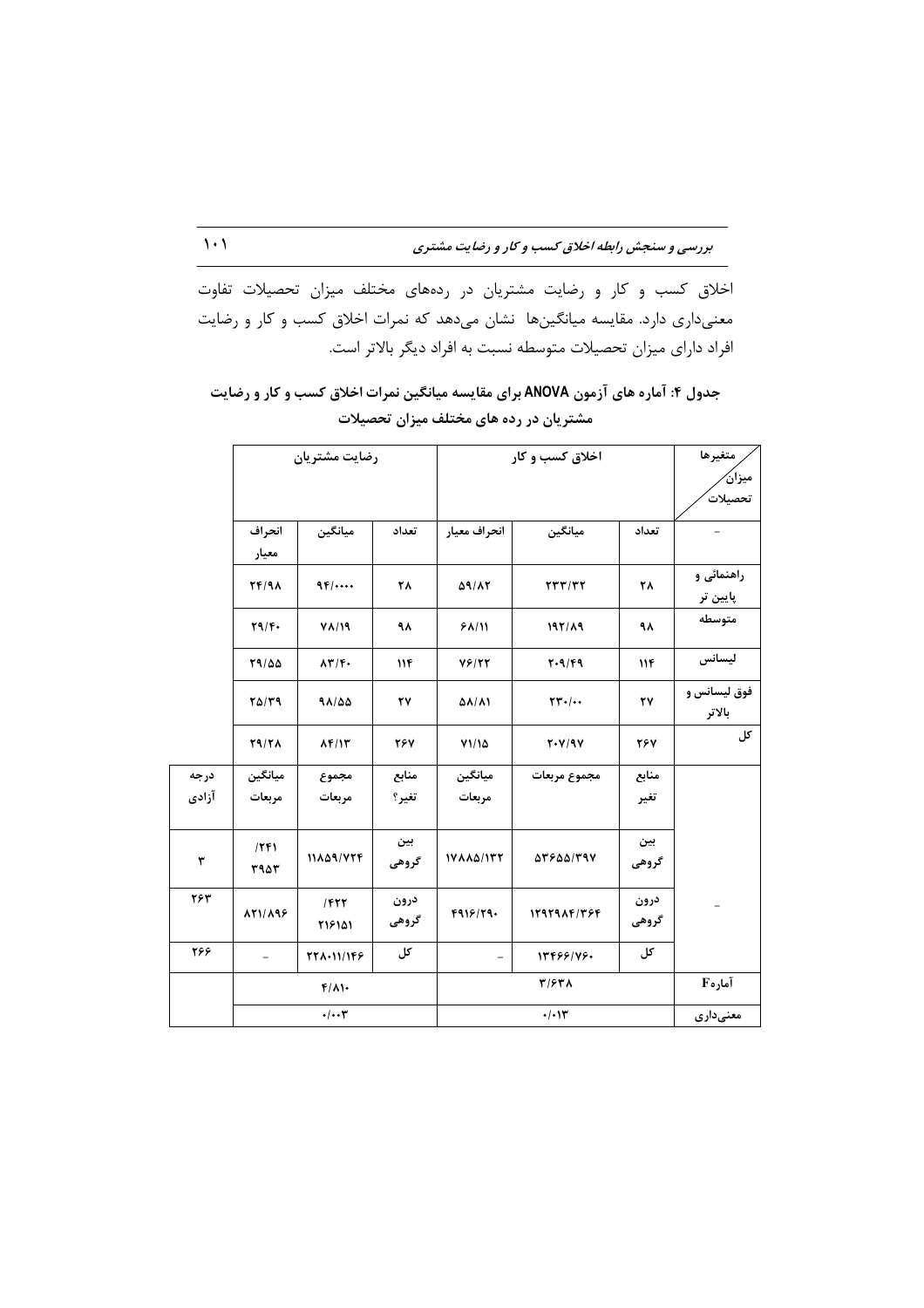اخلاق کسب و کار و رضایت مشتریان در رده‌های مختلف میزان تحصیلات تفاوت معنی‌داری دارد. مقایسه میانگین‌ها نشان می‌دهد که نمرات اخلاق کسب و کار و رضایت افراد دارای میزان تحصیلات متوسطه نسبت به افراد دیگر بالاتر است.

**جدول ۴: آماره های آزمون ANOVA برای مقایسه میانگین نمرات اخلاق کسب و کار و رضایت مشتریان در رده های مختلف میزان تحصیلات**

| متغیرها / میزان تحصیلات | اخلاق کسب و کار | | | رضایت مشتریان | | | |
|---|---|---|---|---|---|---|---|
| - | تعداد | میانگین | انحراف معیار | تعداد | میانگین | انحراف معیار | |
| راهنمائی و پایین تر | ۲۸ | ۲۳۳/۳۲ | ۵۹/۸۲ | ۲۸ | ۹۴/۰۰۰۰ | ۲۴/۹۸ | |
| متوسطه | ۹۸ | ۱۹۲/۸۹ | ۶۸/۱۱ | ۹۸ | ۷۸/۱۹ | ۲۹/۴۰ | |
| لیسانس | ۱۱۴ | ۲۰۹/۴۹ | ۷۶/۲۲ | ۱۱۴ | ۸۳/۴۰ | ۲۹/۵۵ | |
| فوق لیسانس و بالاتر | ۲۷ | ۲۳۰/۰۰ | ۵۸/۸۱ | ۲۷ | ۹۸/۵۵ | ۲۵/۳۹ | |
| کل | ۲۶۷ | ۲۰۷/۹۷ | ۷۱/۱۵ | ۲۶۷ | ۸۴/۱۳ | ۲۹/۲۸ | |
| - | منابع تغیر | مجموع مربعات | میانگین مربعات | منابع تغیر؟ | مجموع مربعات | میانگین مربعات | درجه آزادی |
| | بین گروهی | ۵۳۶۵۵/۳۹۷ | ۱۷۸۸۵/۱۳۲ | بین گروهی | ۱۱۸۵۹/۷۲۴ | /۲۴۱ ۳۹۵۳ | ۳ |
| | درون گروهی | ۱۲۹۲۹۸۴/۳۶۴ | ۴۹۱۶/۲۹۰ | درون گروهی | /۴۲۲ ۲۱۶۱۵۱ | ۸۲۱/۸۹۶ | ۲۶۳ |
| | کل | ۱۳۴۶۶۳۹/۷۶۰ | - | کل | ۲۲۸۰۱۱/۱۴۶ | - | ۲۶۶ |
| آماره F | ۳/۶۳۸ | | | ۴/۸۱۰ | | | |
| معنی‌داری | ۰/۰۱۳ | | | ۰/۰۰۳ | | | |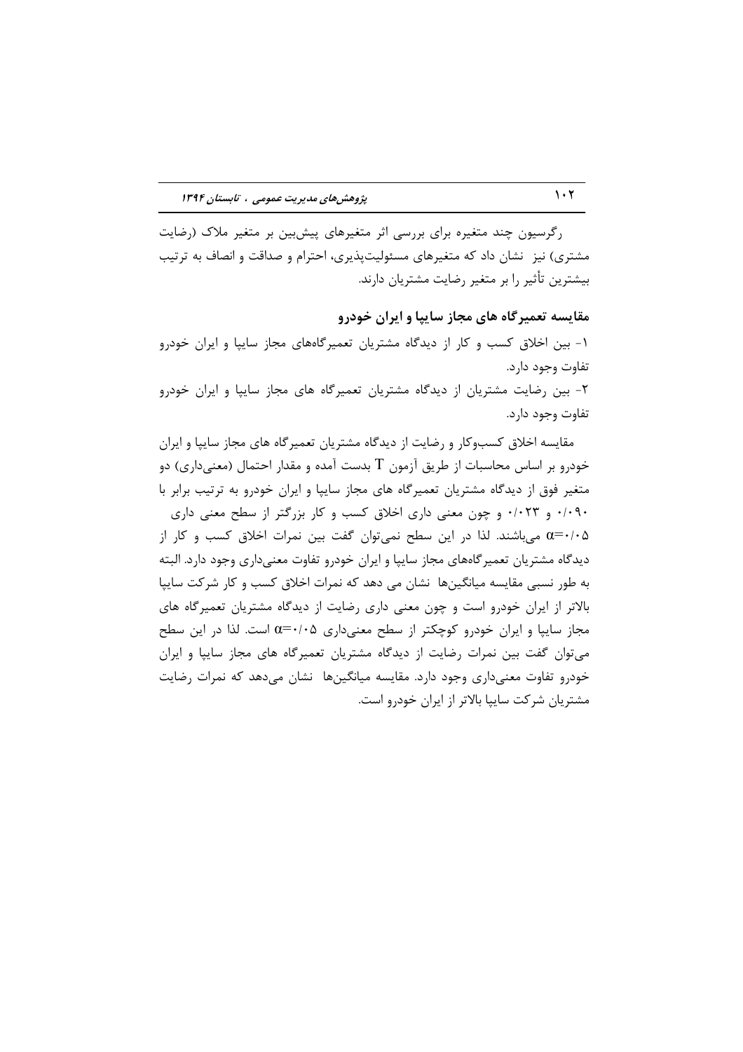رگرسیون چند متغیره برای بررسی اثر متغیرهای پیش‌بین بر متغیر ملاک (رضایت مشتری) نیز نشان داد که متغیرهای مسئولیت‌پذیری، احترام و صداقت و انصاف به ترتیب بیشترین تأثیر را بر متغیر رضایت مشتریان دارند.

## مقایسه تعمیرگاه های مجاز سایپا و ایران خودرو

۱- بین اخلاق کسب و کار از دیدگاه مشتریان تعمیرگاههای مجاز سایپا و ایران خودرو تفاوت وجود دارد.

۲- بین رضایت مشتریان از دیدگاه مشتریان تعمیرگاه های مجاز سایپا و ایران خودرو تفاوت وجود دارد.

مقایسه اخلاق کسب‌وکار و رضایت از دیدگاه مشتریان تعمیرگاه های مجاز سایپا و ایران خودرو بر اساس محاسبات از طریق آزمون T بدست آمده و مقدار احتمال (معنی‌داری) دو متغیر فوق از دیدگاه مشتریان تعمیرگاه های مجاز سایپا و ایران خودرو به ترتیب برابر با ۰/۰۹۰ و ۰/۰۲۳ و چون معنی داری اخلاق کسب و کار بزرگتر از سطح معنی داری $\alpha$=۰/۰۵ می‌باشند. لذا در این سطح نمی‌توان گفت بین نمرات اخلاق کسب و کار از دیدگاه مشتریان تعمیرگاههای مجاز سایپا و ایران خودرو تفاوت معنی‌داری وجود دارد. البته به طور نسبی مقایسه میانگین‌ها نشان می دهد که نمرات اخلاق کسب و کار شرکت سایپا بالاتر از ایران خودرو است و چون معنی داری رضایت از دیدگاه مشتریان تعمیرگاه های مجاز سایپا و ایران خودرو کوچکتر از سطح معنی‌داری $\alpha$=۰/۰۵ است. لذا در این سطح می‌توان گفت بین نمرات رضایت از دیدگاه مشتریان تعمیرگاه های مجاز سایپا و ایران خودرو تفاوت معنی‌داری وجود دارد. مقایسه میانگین‌ها نشان می‌دهد که نمرات رضایت مشتریان شرکت سایپا بالاتر از ایران خودرو است.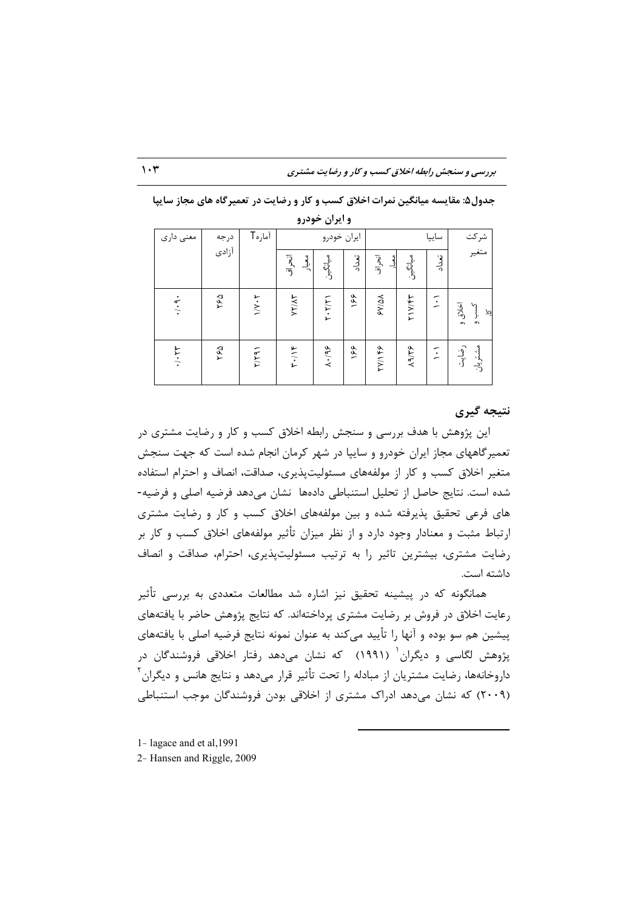**جدول۵: مقایسه میانگین نمرات اخلاق کسب و کار و رضایت در تعمیرگاه های مجاز سایپا و ایران خودرو**

| شرکت | سایپا | | | ایران خودرو | | | آماره T | درجه آزادی | معنی داری |
|---|---|---|---|---|---|---|---|---|---|
| متغیر | تعداد | میانگین | انحراف معیار | تعداد | میانگین | انحراف معیار | | | |
| اخلاق و کسب و کار | ۱۰۱ | ۲۱۷/۴۳ | ۶۷/۵۸ | ۱۶۶ | ۲۰۲/۲۱ | ۷۲/۸۳ | ۱/۷۰۲ | ۲۶۵ | ۰/۰۹۰ |
| رضایت مشتریان | ۱۰۱ | ۸۹/۳۶ | ۲۷/۱۴۶ | ۱۶۶ | ۸۰/۹۶ | ۳۰/۱۴ | ۲/۲۹۱ | ۲۶۵ | ۰/۰۲۳ |

## نتیجه گیری

این پژوهش با هدف بررسی و سنجش رابطه اخلاق کسب و کار و رضایت مشتری در تعمیرگاههای مجاز ایران خودرو و سایپا در شهر کرمان انجام شده است که جهت سنجش متغیر اخلاق کسب و کار از مولفه‌های مسئولیت‌پذیری، صداقت، انصاف و احترام استفاده شده است. نتایج حاصل از تحلیل استنباطی داده‌ها نشان می‌دهد فرضیه اصلی و فرضیه‌های فرعی تحقیق پذیرفته شده و بین مولفه‌های اخلاق کسب و کار و رضایت مشتری ارتباط مثبت و معنادار وجود دارد و از نظر میزان تأثیر مولفه‌های اخلاق کسب و کار بر رضایت مشتری، بیشترین تاثیر را به ترتیب مسئولیت‌پذیری، احترام، صداقت و انصاف داشته است.

همانگونه که در پیشینه تحقیق نیز اشاره شد مطالعات متعددی به بررسی تأثیر رعایت اخلاق در فروش بر رضایت مشتری پرداخته‌اند. که نتایج پژوهش حاضر با یافته‌های پیشین هم سو بوده و آنها را تأیید می‌کند به عنوان نمونه نتایج فرضیه اصلی با یافته‌های پژوهش لگاسی و دیگران[1] (۱۹۹۱) که نشان می‌دهد رفتار اخلاقی فروشندگان در داروخانه‌ها، رضایت مشتریان از مبادله را تحت تأثیر قرار می‌دهد و نتایج هانس و دیگران[2] (۲۰۰۹) که نشان می‌دهد ادراک مشتری از اخلاقی بودن فروشندگان موجب استنباطی

---

1- lagace and et al,1991

2- Hansen and Riggle, 2009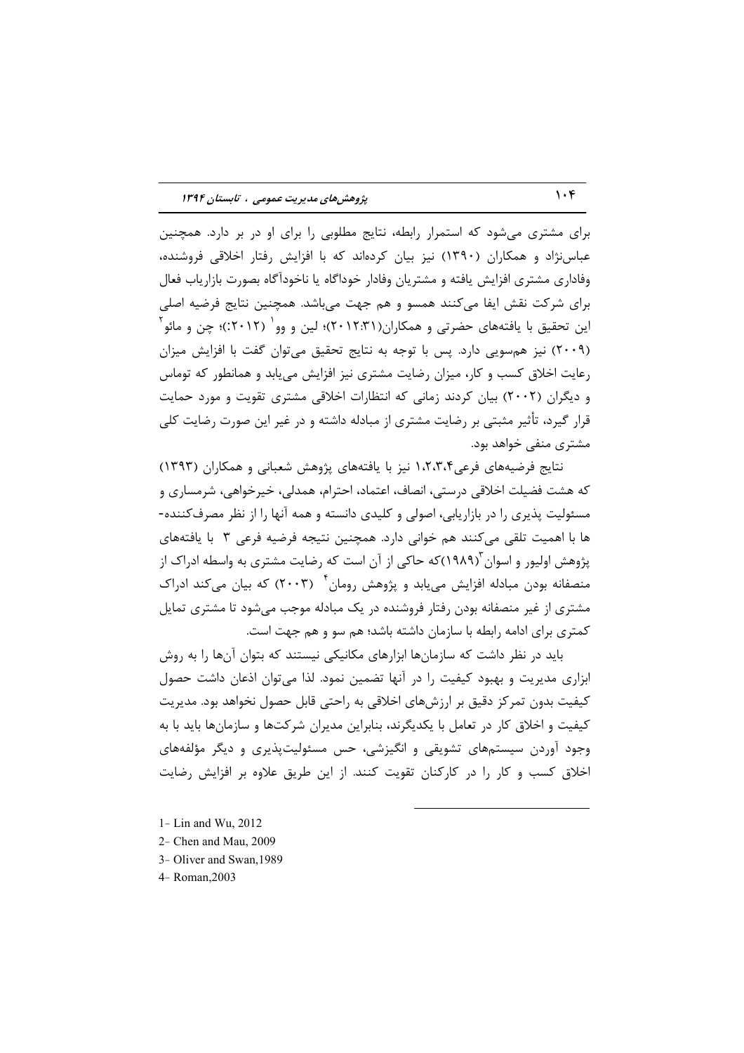برای مشتری می‌شود که استمرار رابطه، نتایج مطلوبی را برای او در بر دارد. همچنین عباس‌نژاد و همکاران (۱۳۹۰) نیز بیان کرده‌اند که با افزایش رفتار اخلاقی فروشنده، وفاداری مشتری افزایش یافته و مشتریان وفادار خوداگاه یا ناخوداًگاه بصورت بازاریاب فعال برای شرکت نقش ایفا می‌کنند همسو و هم جهت می‌باشد. همچنین نتایج فرضیه اصلی این تحقیق با یافته‌های حضرتی و همکاران(۲۰۱۲:۳۱)؛ لین و وو[1] (۲۰۱۲:)؛ چن و مائو[2] (۲۰۰۹) نیز هم‌سویی دارد. پس با توجه به نتایج تحقیق می‌توان گفت با افزایش میزان رعایت اخلاق کسب و کار، میزان رضایت مشتری نیز افزایش می‌یابد و همانطور که توماس و دیگران (۲۰۰۲) بیان کردند زمانی که انتظارات اخلاقی مشتری تقویت و مورد حمایت قرار گیرد، تأثیر مثبتی بر رضایت مشتری از مبادله داشته و در غیر این صورت رضایت کلی مشتری منفی خواهد بود.

نتایج فرضیه‌های فرعی۱،۲،۳،۴ نیز با یافته‌های پژوهش شعبانی و همکاران (۱۳۹۳) که هشت فضیلت اخلاقی درستی، انصاف، اعتماد، احترام، همدلی، خیرخواهی، شرمساری و مسئولیت پذیری را در بازاریابی، اصولی و کلیدی دانسته و همه آنها را از نظر مصرف‌کننده-ها با اهمیت تلقی می‌کنند هم خوانی دارد. همچنین نتیجه فرضیه فرعی ۳ با یافته‌های پژوهش اولیور و اسوان[3](۱۹۸۹)که حاکی از آن است که رضایت مشتری به واسطه ادراک از منصفانه بودن مبادله افزایش می‌یابد و پژوهش رومان[4] (۲۰۰۳) که بیان می‌کند ادراک مشتری از غیر منصفانه بودن رفتار فروشنده در یک مبادله موجب می‌شود تا مشتری تمایل کمتری برای ادامه رابطه با سازمان داشته باشد؛ هم سو و هم جهت است.

باید در نظر داشت که سازمان‌ها ابزارهای مکانیکی نیستند که بتوان آن‌ها را به روش ابزاری مدیریت و بهبود کیفیت را در آنها تضمین نمود. لذا می‌توان اذعان داشت حصول کیفیت بدون تمرکز دقیق بر ارزش‌های اخلاقی به راحتی قابل حصول نخواهد بود. مدیریت کیفیت و اخلاق کار در تعامل با یکدیگرند، بنابراین مدیران شرکت‌ها و سازمان‌ها باید با به وجود آوردن سیستم‌های تشویقی و انگیزشی، حس مسئولیت‌پذیری و دیگر مؤلفه‌های اخلاق کسب و کار را در کارکنان تقویت کنند. از این طریق علاوه بر افزایش رضایت

---

1- Lin and Wu, 2012

2- Chen and Mau, 2009

3- Oliver and Swan,1989

4- Roman,2003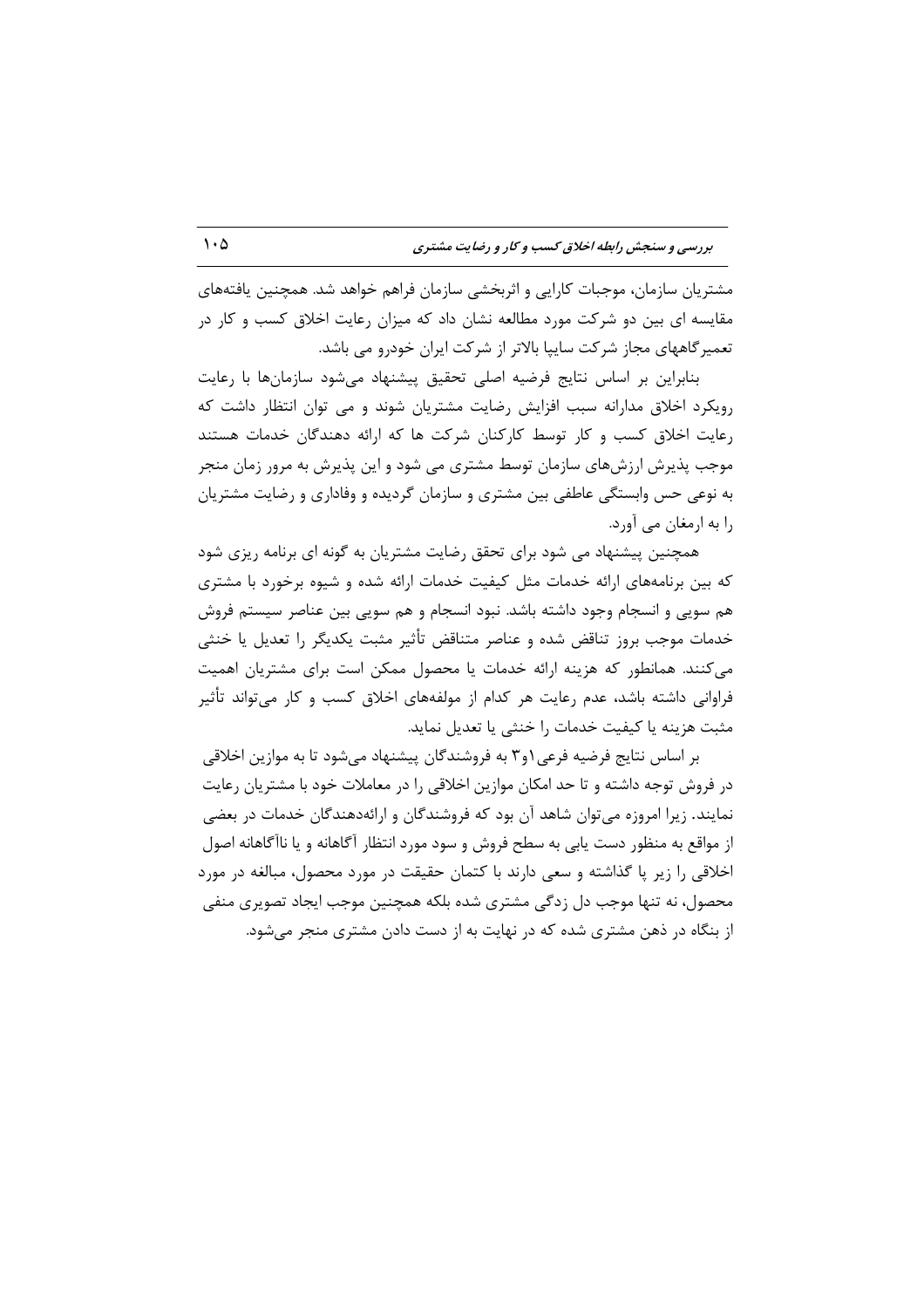مشتریان سازمان، موجبات کارایی و اثربخشی سازمان فراهم خواهد شد. همچنین یافته‌های مقایسه ای بین دو شرکت مورد مطالعه نشان داد که میزان رعایت اخلاق کسب و کار در تعمیرگاههای مجاز شرکت سایپا بالاتر از شرکت ایران خودرو می باشد.

بنابراین بر اساس نتایج فرضیه اصلی تحقیق پیشنهاد می‌شود سازمان‌ها با رعایت رویکرد اخلاق مدارانه سبب افزایش رضایت مشتریان شوند و می توان انتظار داشت که رعایت اخلاق کسب و کار توسط کارکنان شرکت ها که ارائه دهندگان خدمات هستند موجب پذیرش ارزش‌های سازمان توسط مشتری می شود و این پذیرش به مرور زمان منجر به نوعی حس وابستگی عاطفی بین مشتری و سازمان گردیده و وفاداری و رضایت مشتریان را به ارمغان می آورد.

همچنین پیشنهاد می شود برای تحقق رضایت مشتریان به گونه ای برنامه ریزی شود که بین برنامه‌های ارائه خدمات مثل کیفیت خدمات ارائه شده و شیوه برخورد با مشتری هم سویی و انسجام وجود داشته باشد. نبود انسجام و هم سویی بین عناصر سیستم فروش خدمات موجب بروز تناقض شده و عناصر متناقض تأثیر مثبت یکدیگر را تعدیل یا خنثی می‌کنند. همانطور که هزینه ارائه خدمات یا محصول ممکن است برای مشتریان اهمیت فراوانی داشته باشد، عدم رعایت هر کدام از مولفه‌های اخلاق کسب و کار می‌تواند تأثیر مثبت هزینه یا کیفیت خدمات را خنثی یا تعدیل نماید.

بر اساس نتایج فرضیه فرعی۱و۳ به فروشندگان پیشنهاد می‌شود تا به موازین اخلاقی در فروش توجه داشته و تا حد امکان موازین اخلاقی را در معاملات خود با مشتریان رعایت نمایند. زیرا امروزه می‌توان شاهد آن بود که فروشندگان و ارائه‌دهندگان خدمات در بعضی از مواقع به منظور دست یابی به سطح فروش و سود مورد انتظار آگاهانه و یا ناآگاهانه اصول اخلاقی را زیر پا گذاشته و سعی دارند با کتمان حقیقت در مورد محصول، مبالغه در مورد محصول، نه تنها موجب دل زدگی مشتری شده بلکه همچنین موجب ایجاد تصویری منفی از بنگاه در ذهن مشتری شده که در نهایت به از دست دادن مشتری منجر می‌شود.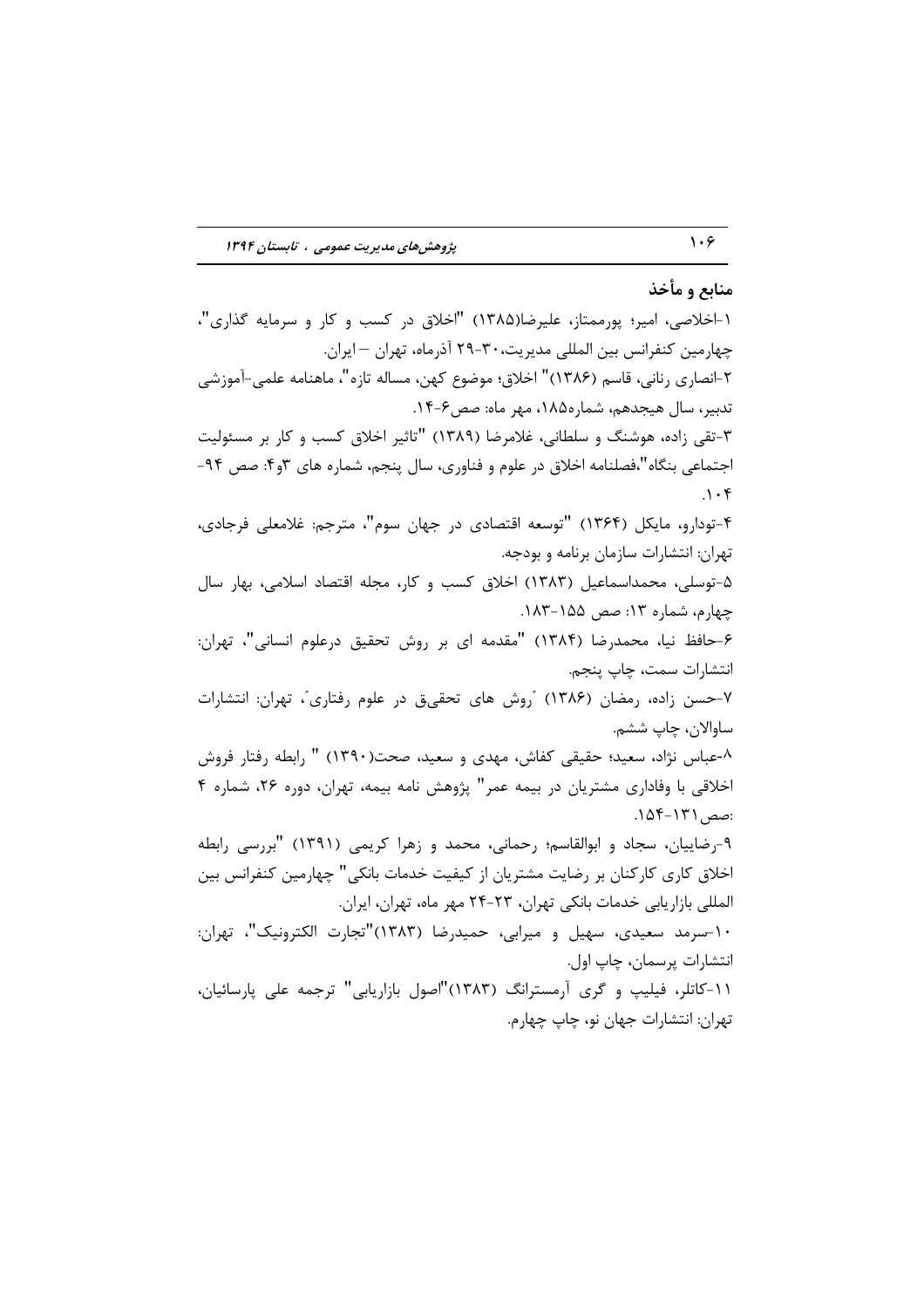## منابع و مأخذ

۱-اخلاصی، امیر؛ پورممتاز، علیرضا(۱۳۸۵) "اخلاق در کسب و کار و سرمایه گذاری"، چهارمین کنفرانس بین المللی مدیریت،۳۰-۲۹ آذرماه، تهران – ایران.

۲-انصاری رنانی، قاسم (۱۳۸۶)" اخلاق؛ موضوع کهن، مساله تازه"، ماهنامه علمی-آموزشی تدبیر، سال هیجدهم، شماره۱۸۵، مهر ماه: صص۶-۱۴.

۳-تقی زاده، هوشنگ و سلطانی، غلامرضا (۱۳۸۹) "تاثیر اخلاق کسب و کار بر مسئولیت اجتماعی بنگاه"،فصلنامه اخلاق در علوم و فناوری، سال پنجم، شماره های ۳و۴: صص ۹۴-۱۰۴.

۴-تودارو، مایکل (۱۳۶۴) "توسعه اقتصادی در جهان سوم"، مترجم: غلامعلی فرجادی، تهران: انتشارات سازمان برنامه و بودجه.

۵-توسلی، محمداسماعیل (۱۳۸۳) اخلاق کسب و کار، مجله اقتصاد اسلامی، بهار سال چهارم، شماره ۱۳: صص ۱۵۵-۱۸۳.

۶-حافظ نیا، محمدرضا (۱۳۸۴) "مقدمه ای بر روش تحقیق درعلوم انسانی"، تهران: انتشارات سمت، چاپ پنجم.

۷-حسن زاده، رمضان (۱۳۸۶) "روش های تحقیق در علوم رفتاری"، تهران: انتشارات ساوالان، چاپ ششم.

۸-عباس نژاد، سعید؛ حقیقی کفاش، مهدی و سعید، صحت(۱۳۹۰) " رابطه رفتار فروش اخلاقی با وفاداری مشتریان در بیمه عمر" پژوهش نامه بیمه، تهران، دوره ۲۶، شماره ۴ :صص۱۳۱-۱۵۴.

۹-رضاییان، سجاد و ابوالقاسم؛ رحمانی، محمد و زهرا کریمی (۱۳۹۱) "بررسی رابطه اخلاق کاری کارکنان بر رضایت مشتریان از کیفیت خدمات بانکی" چهارمین کنفرانس بین المللی بازاریابی خدمات بانکی تهران، ۲۳-۲۴ مهر ماه، تهران، ایران.

۱۰-سرمد سعیدی، سهیل و میرابی، حمیدرضا (۱۳۸۳)"تجارت الکترونیک"، تهران: انتشارات پرسمان، چاپ اول.

۱۱-کاتلر، فیلیپ و گری آرمسترانگ (۱۳۸۳)"اصول بازاریابی" ترجمه علی پارسائیان، تهران: انتشارات جهان نو، چاپ چهارم.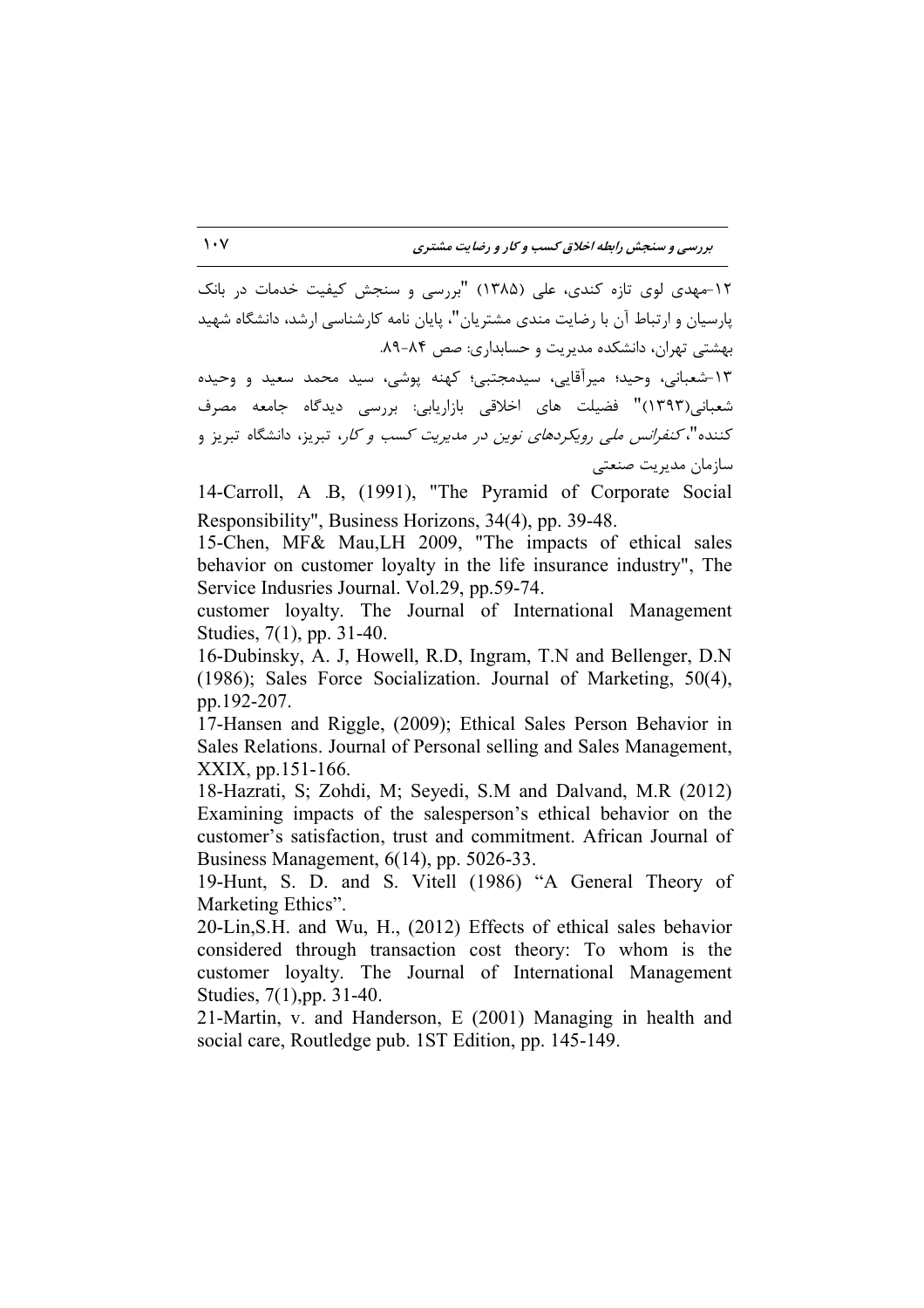۱۲-مهدی لوی تازه کندی، علی (۱۳۸۵) "بررسی و سنجش کیفیت خدمات در بانک پارسیان و ارتباط آن با رضایت مندی مشتریان"، پایان نامه کارشناسی ارشد، دانشگاه شهید بهشتی تهران، دانشکده مدیریت و حسابداری: صص ۸۴-۸۹.

۱۳-شعبانی، وحید؛ میرآقایی، سیدمجتبی؛ کهنه پوشی، سید محمد سعید و وحیده شعبانی(۱۳۹۳)" فضیلت های اخلاقی بازاریابی: بررسی دیدگاه جامعه مصرف کننده"، *کنفرانس ملی رویکردهای نوین در مدیریت کسب و کار*، تبریز، دانشگاه تبریز و سازمان مدیریت صنعتی

14-Carroll, A .B, (1991), "The Pyramid of Corporate Social Responsibility", Business Horizons, 34(4), pp. 39-48.

15-Chen, MF& Mau,LH 2009, "The impacts of ethical sales behavior on customer loyalty in the life insurance industry", The Service Indusries Journal. Vol.29, pp.59-74.

customer loyalty. The Journal of International Management Studies, 7(1), pp. 31-40.

16-Dubinsky, A. J, Howell, R.D, Ingram, T.N and Bellenger, D.N (1986); Sales Force Socialization. Journal of Marketing, 50(4), pp.192-207.

17-Hansen and Riggle, (2009); Ethical Sales Person Behavior in Sales Relations. Journal of Personal selling and Sales Management, XXIX, pp.151-166.

18-Hazrati, S; Zohdi, M; Seyedi, S.M and Dalvand, M.R (2012) Examining impacts of the salesperson's ethical behavior on the customer's satisfaction, trust and commitment. African Journal of Business Management, 6(14), pp. 5026-33.

19-Hunt, S. D. and S. Vitell (1986) "A General Theory of Marketing Ethics".

20-Lin,S.H. and Wu, H., (2012) Effects of ethical sales behavior considered through transaction cost theory: To whom is the customer loyalty. The Journal of International Management Studies, 7(1),pp. 31-40.

21-Martin, v. and Handerson, E (2001) Managing in health and social care, Routledge pub. 1ST Edition, pp. 145-149.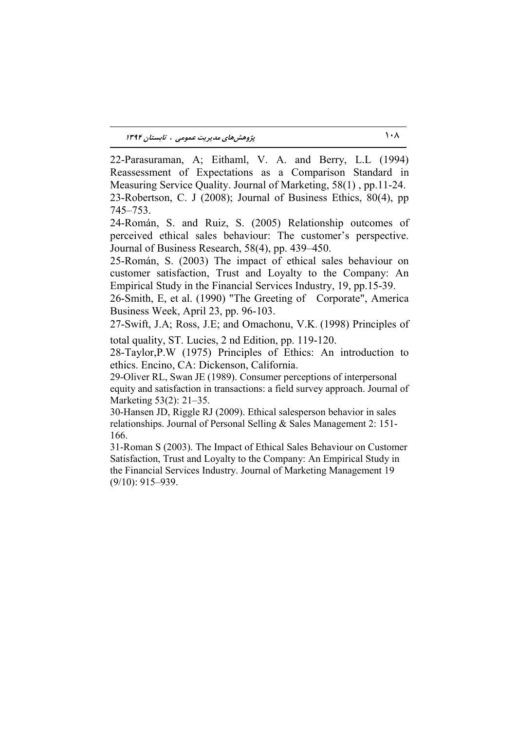22-Parasuraman, A; Eithaml, V. A. and Berry, L.L (1994) Reassessment of Expectations as a Comparison Standard in Measuring Service Quality. Journal of Marketing, 58(1) , pp.11-24.

23-Robertson, C. J (2008); Journal of Business Ethics, 80(4), pp 745–753.

24-Román, S. and Ruiz, S. (2005) Relationship outcomes of perceived ethical sales behaviour: The customer's perspective. Journal of Business Research, 58(4), pp. 439–450.

25-Román, S. (2003) The impact of ethical sales behaviour on customer satisfaction, Trust and Loyalty to the Company: An Empirical Study in the Financial Services Industry, 19, pp.15-39.

26-Smith, E, et al. (1990) "The Greeting of Corporate", America Business Week, April 23, pp. 96-103.

27-Swift, J.A; Ross, J.E; and Omachonu, V.K. (1998) Principles of total quality, ST. Lucies, 2 nd Edition, pp. 119-120.

28-Taylor,P.W (1975) Principles of Ethics: An introduction to ethics. Encino, CA: Dickenson, California.

29-Oliver RL, Swan JE (1989). Consumer perceptions of interpersonal equity and satisfaction in transactions: a field survey approach. Journal of Marketing 53(2): 21–35.

30-Hansen JD, Riggle RJ (2009). Ethical salesperson behavior in sales relationships. Journal of Personal Selling & Sales Management 2: 151-166.

31-Roman S (2003). The Impact of Ethical Sales Behaviour on Customer Satisfaction, Trust and Loyalty to the Company: An Empirical Study in the Financial Services Industry. Journal of Marketing Management 19 (9/10): 915–939.